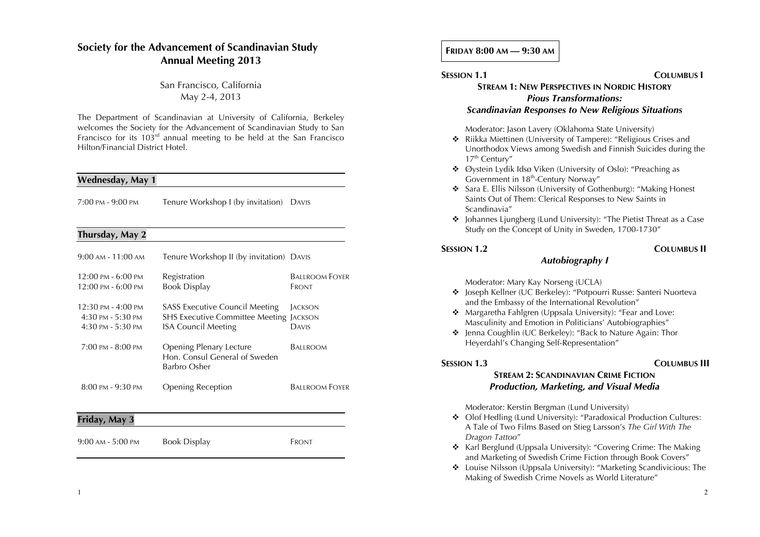# Society for the Advancement of Scandinavian Study
# Annual Meeting 2013

San Francisco, California
May 2-4, 2013

The Department of Scandinavian at University of California, Berkeley welcomes the Society for the Advancement of Scandinavian Study to San Francisco for its 103rd annual meeting to be held at the San Francisco Hilton/Financial District Hotel.

## Wednesday, May 1

| | | |
|---|---|---|
| 7:00 PM - 9:00 PM | Tenure Workshop I (by invitation) | DAVIS |

## Thursday, May 2

| | | |
|---|---|---|
| 9:00 AM - 11:00 AM | Tenure Workshop II (by invitation) | DAVIS |
| 12:00 PM - 6:00 PM | Registration | BALLROOM FOYER |
| 12:00 PM - 6:00 PM | Book Display | FRONT |
| 12:30 PM - 4:00 PM | SASS Executive Council Meeting | JACKSON |
| 4:30 PM - 5:30 PM | SHS Executive Committee Meeting | JACKSON |
| 4:30 PM - 5:30 PM | ISA Council Meeting | DAVIS |
| 7:00 PM - 8:00 PM | Opening Plenary Lecture Hon. Consul General of Sweden Barbro Osher | BALLROOM |
| 8:00 PM - 9:30 PM | Opening Reception | BALLROOM FOYER |

## Friday, May 3

| | | |
|---|---|---|
| 9:00 AM - 5:00 PM | Book Display | FRONT |

## FRIDAY 8:00 AM — 9:30 AM

### SESSION 1.1 — COLUMBUS I

**STREAM 1: NEW PERSPECTIVES IN NORDIC HISTORY**

***Pious Transformations: Scandinavian Responses to New Religious Situations***

Moderator: Jason Lavery (Oklahoma State University)

- Riikka Miettinen (University of Tampere): "Religious Crises and Unorthodox Views among Swedish and Finnish Suicides during the 17th Century"
- Øystein Lydik Idsø Viken (University of Oslo): "Preaching as Government in 18th-Century Norway"
- Sara E. Ellis Nilsson (University of Gothenburg): "Making Honest Saints Out of Them: Clerical Responses to New Saints in Scandinavia"
- Johannes Ljungberg (Lund University): "The Pietist Threat as a Case Study on the Concept of Unity in Sweden, 1700-1730"

### SESSION 1.2 — COLUMBUS II

***Autobiography I***

Moderator: Mary Kay Norseng (UCLA)

- Joseph Kellner (UC Berkeley): "Potpourri Russe: Santeri Nuorteva and the Embassy of the International Revolution"
- Margaretha Fahlgren (Uppsala University): "Fear and Love: Masculinity and Emotion in Politicians' Autobiographies"
- Jenna Coughlin (UC Berkeley): "Back to Nature Again: Thor Heyerdahl's Changing Self-Representation"

### SESSION 1.3 — COLUMBUS III

**STREAM 2: SCANDINAVIAN CRIME FICTION**

***Production, Marketing, and Visual Media***

Moderator: Kerstin Bergman (Lund University)

- Olof Hedling (Lund University): "Paradoxical Production Cultures: A Tale of Two Films Based on Stieg Larsson's *The Girl With The Dragon Tattoo*"
- Karl Berglund (Uppsala University): "Covering Crime: The Making and Marketing of Swedish Crime Fiction through Book Covers"
- Louise Nilsson (Uppsala University): "Marketing Scandivicious: The Making of Swedish Crime Novels as World Literature"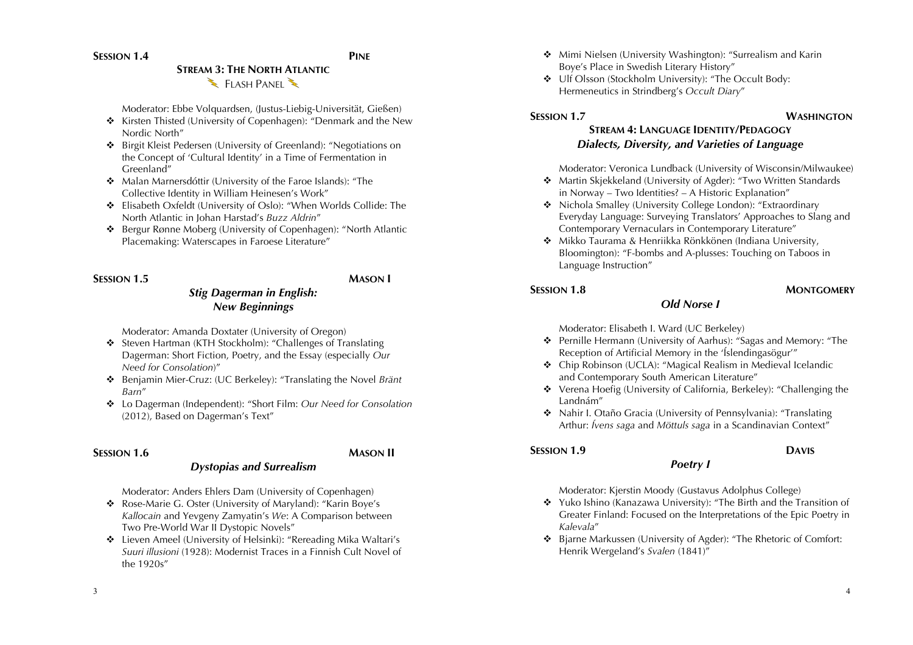### Session 1.4 — Pine

**Stream 3: The North Atlantic**

Flash Panel

Moderator: Ebbe Volquardsen, (Justus-Liebig-Universität, Gießen)

- Kirsten Thisted (University of Copenhagen): "Denmark and the New Nordic North"
- Birgit Kleist Pedersen (University of Greenland): "Negotiations on the Concept of 'Cultural Identity' in a Time of Fermentation in Greenland"
- Malan Marnersdóttir (University of the Faroe Islands): "The Collective Identity in William Heinesen's Work"
- Elisabeth Oxfeldt (University of Oslo): "When Worlds Collide: The North Atlantic in Johan Harstad's *Buzz Aldrin*"
- Bergur Rønne Moberg (University of Copenhagen): "North Atlantic Placemaking: Waterscapes in Faroese Literature"

### Session 1.5 — Mason I

***Stig Dagerman in English: New Beginnings***

Moderator: Amanda Doxtater (University of Oregon)

- Steven Hartman (KTH Stockholm): "Challenges of Translating Dagerman: Short Fiction, Poetry, and the Essay (especially *Our Need for Consolation*)"
- Benjamin Mier-Cruz: (UC Berkeley): "Translating the Novel *Bränt Barn*"
- Lo Dagerman (Independent): "Short Film: *Our Need for Consolation* (2012), Based on Dagerman's Text"

### Session 1.6 — Mason II

***Dystopias and Surrealism***

Moderator: Anders Ehlers Dam (University of Copenhagen)

- Rose-Marie G. Oster (University of Maryland): "Karin Boye's *Kallocain* and Yevgeny Zamyatin's *We*: A Comparison between Two Pre-World War II Dystopic Novels"
- Lieven Ameel (University of Helsinki): "Rereading Mika Waltari's *Suuri illusioni* (1928): Modernist Traces in a Finnish Cult Novel of the 1920s"
- Mimi Nielsen (University Washington): "Surrealism and Karin Boye's Place in Swedish Literary History"
- Ulf Olsson (Stockholm University): "The Occult Body: Hermeneutics in Strindberg's *Occult Diary*"

### Session 1.7 — Washington

**Stream 4: Language Identity/Pedagogy**

***Dialects, Diversity, and Varieties of Language***

Moderator: Veronica Lundback (University of Wisconsin/Milwaukee)

- Martin Skjekkeland (University of Agder): "Two Written Standards in Norway – Two Identities? – A Historic Explanation"
- Nichola Smalley (University College London): "Extraordinary Everyday Language: Surveying Translators' Approaches to Slang and Contemporary Vernaculars in Contemporary Literature"
- Mikko Taurama & Henriikka Rönkkönen (Indiana University, Bloomington): "F-bombs and A-plusses: Touching on Taboos in Language Instruction"

### Session 1.8 — Montgomery

***Old Norse I***

Moderator: Elisabeth I. Ward (UC Berkeley)

- Pernille Hermann (University of Aarhus): "Sagas and Memory: "The Reception of Artificial Memory in the 'Íslendingasögur'"
- Chip Robinson (UCLA): "Magical Realism in Medieval Icelandic and Contemporary South American Literature"
- Verena Hoefig (University of California, Berkeley): "Challenging the Landnám"
- Nahir I. Otaño Gracia (University of Pennsylvania): "Translating Arthur: *Ívens saga* and *Möttuls saga* in a Scandinavian Context"

### Session 1.9 — Davis

***Poetry I***

Moderator: Kjerstin Moody (Gustavus Adolphus College)

- Yuko Ishino (Kanazawa University): "The Birth and the Transition of Greater Finland: Focused on the Interpretations of the Epic Poetry in *Kalevala*"
- Bjarne Markussen (University of Agder): "The Rhetoric of Comfort: Henrik Wergeland's *Svalen* (1841)"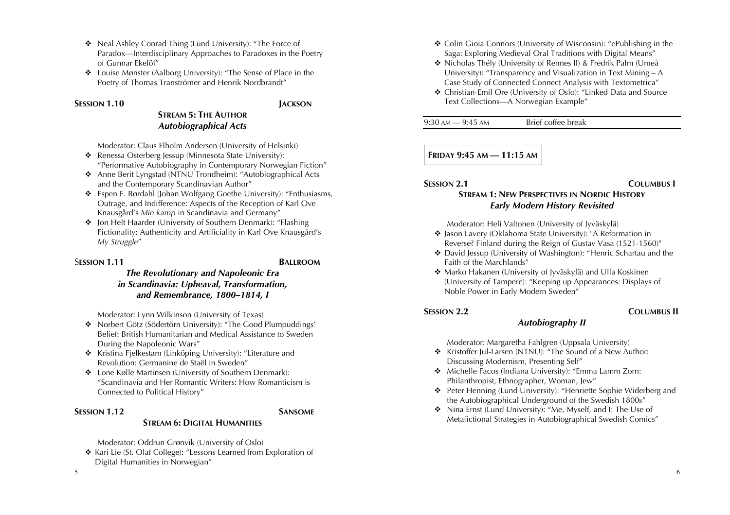- Neal Ashley Conrad Thing (Lund University): "The Force of Paradox—Interdisciplinary Approaches to Paradoxes in the Poetry of Gunnar Ekelöf"
- Louise Mønster (Aalborg University): "The Sense of Place in the Poetry of Thomas Tranströmer and Henrik Nordbrandt"

### SESSION 1.10 — JACKSON

**STREAM 5: THE AUTHOR**
***Autobiographical Acts***

Moderator: Claus Elholm Andersen (University of Helsinki)

- Renessa Osterberg Jessup (Minnesota State University): "Performative Autobiography in Contemporary Norwegian Fiction"
- Anne Berit Lyngstad (NTNU Trondheim): "Autobiographical Acts and the Contemporary Scandinavian Author"
- Espen E. Børdahl (Johan Wolfgang Goethe University): "Enthusiasms, Outrage, and Indifference: Aspects of the Reception of Karl Ove Knausgård's *Min kamp* in Scandinavia and Germany"
- Jon Helt Haarder (University of Southern Denmark): "Flashing Fictionality: Authenticity and Artificiality in Karl Ove Knausgård's *My Struggle*"

### SESSION 1.11 — BALLROOM

***The Revolutionary and Napoleonic Era in Scandinavia: Upheaval, Transformation, and Remembrance, 1800–1814, I***

Moderator: Lynn Wilkinson (University of Texas)

- Norbert Götz (Södertörn University): "The Good Plumpuddings' Belief: British Humanitarian and Medical Assistance to Sweden During the Napoleonic Wars"
- Kristina Fjelkestam (Linköping University): "Literature and Revolution: Germanine de Staël in Sweden"
- Lone Kølle Martinsen (University of Southern Denmark): "Scandinavia and Her Romantic Writers: How Romanticism is Connected to Political History"

### SESSION 1.12 — SANSOME

**STREAM 6: DIGITAL HUMANITIES**

Moderator: Oddrun Grønvik (University of Oslo)

- Kari Lie (St. Olaf College): "Lessons Learned from Exploration of Digital Humanities in Norwegian"
- Colin Gioia Connors (University of Wisconsin): "ePublishing in the Saga: Exploring Medieval Oral Traditions with Digital Means"
- Nicholas Thély (University of Rennes II) & Fredrik Palm (Umeå University): "Transparency and Visualization in Text Mining – A Case Study of Connected Connect Analysis with Textometrica"
- Christian-Emil Ore (University of Oslo): "Linked Data and Source Text Collections—A Norwegian Example"

| 9:30 AM — 9:45 AM | Brief coffee break |
|---|---|

## FRIDAY 9:45 AM — 11:15 AM

### SESSION 2.1 — COLUMBUS I

**STREAM 1: NEW PERSPECTIVES IN NORDIC HISTORY**
***Early Modern History Revisited***

Moderator: Heli Valtonen (University of Jyväskylä)

- Jason Lavery (Oklahoma State University): "A Reformation in Reverse? Finland during the Reign of Gustav Vasa (1521-1560)"
- David Jessup (University of Washington): "Henric Schartau and the Faith of the Marchlands"
- Marko Hakanen (University of Jyväskylä) and Ulla Koskinen (University of Tampere): "Keeping up Appearances: Displays of Noble Power in Early Modern Sweden"

### SESSION 2.2 — COLUMBUS II

***Autobiography II***

Moderator: Margaretha Fahlgren (Uppsala University)

- Kristoffer Jul-Larsen (NTNU): "The Sound of a New Author: Discussing Modernism, Presenting Self"
- Michelle Facos (Indiana University): "Emma Lamm Zorn: Philanthropist, Ethnographer, Woman, Jew"
- Peter Henning (Lund University): "Henriette Sophie Widerberg and the Autobiographical Underground of the Swedish 1800s"
- Nina Ernst (Lund University): "Me, Myself, and I: The Use of Metafictional Strategies in Autobiographical Swedish Comics"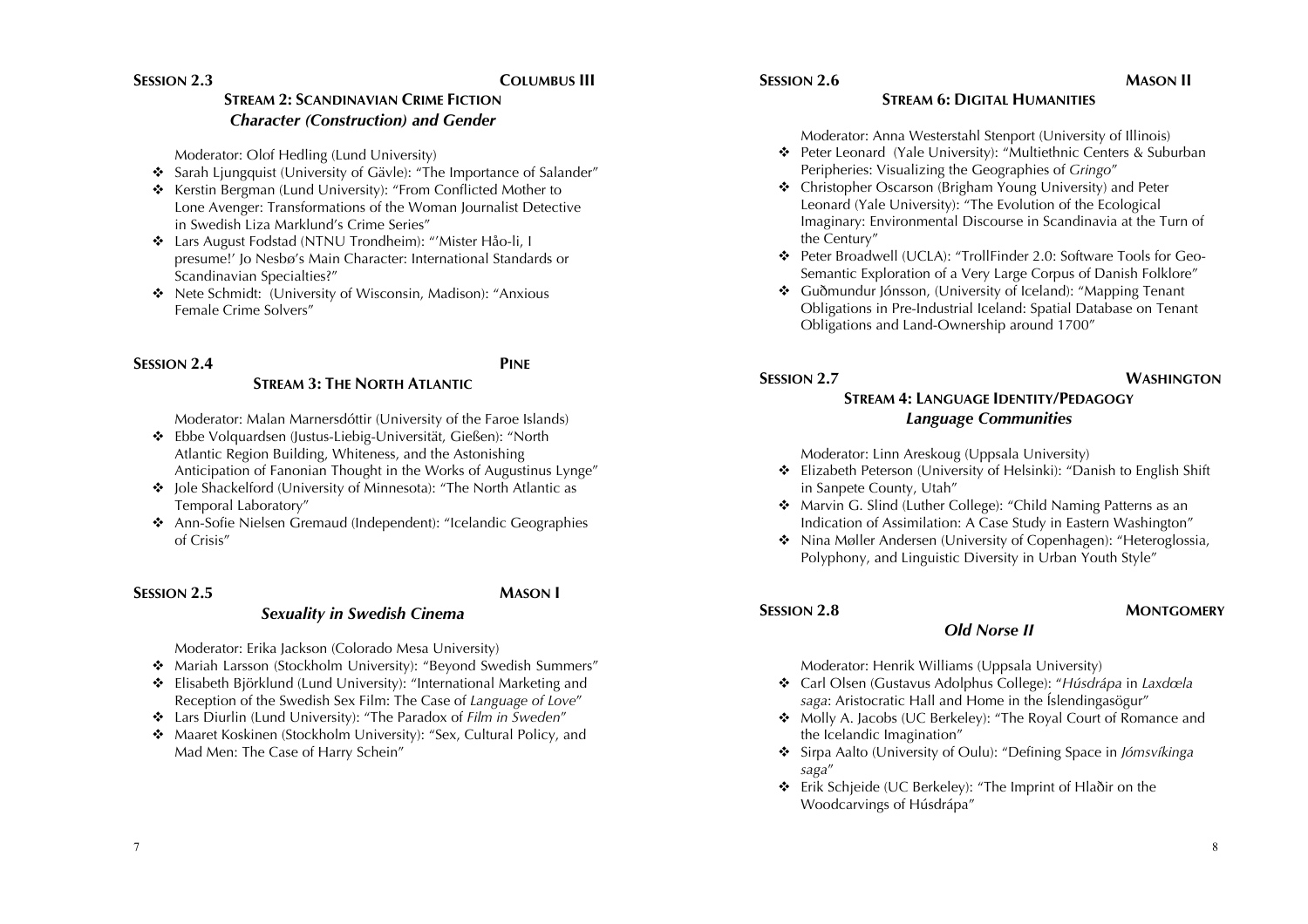## SESSION 2.3 — COLUMBUS III

### STREAM 2: SCANDINAVIAN CRIME FICTION

### *Character (Construction) and Gender*

Moderator: Olof Hedling (Lund University)

- Sarah Ljungquist (University of Gävle): "The Importance of Salander"
- Kerstin Bergman (Lund University): "From Conflicted Mother to Lone Avenger: Transformations of the Woman Journalist Detective in Swedish Liza Marklund's Crime Series"
- Lars August Fodstad (NTNU Trondheim): "'Mister Håo-li, I presume!' Jo Nesbø's Main Character: International Standards or Scandinavian Specialties?"
- Nete Schmidt: (University of Wisconsin, Madison): "Anxious Female Crime Solvers"

## SESSION 2.4 — PINE

### STREAM 3: THE NORTH ATLANTIC

Moderator: Malan Marnersdóttir (University of the Faroe Islands)

- Ebbe Volquardsen (Justus-Liebig-Universität, Gießen): "North Atlantic Region Building, Whiteness, and the Astonishing Anticipation of Fanonian Thought in the Works of Augustinus Lynge"
- Jole Shackelford (University of Minnesota): "The North Atlantic as Temporal Laboratory"
- Ann-Sofie Nielsen Gremaud (Independent): "Icelandic Geographies of Crisis"

## SESSION 2.5 — MASON I

### *Sexuality in Swedish Cinema*

Moderator: Erika Jackson (Colorado Mesa University)

- Mariah Larsson (Stockholm University): "Beyond Swedish Summers"
- Elisabeth Björklund (Lund University): "International Marketing and Reception of the Swedish Sex Film: The Case of *Language of Love*"
- Lars Diurlin (Lund University): "The Paradox of *Film in Sweden*"
- Maaret Koskinen (Stockholm University): "Sex, Cultural Policy, and Mad Men: The Case of Harry Schein"

## SESSION 2.6 — MASON II

### STREAM 6: DIGITAL HUMANITIES

Moderator: Anna Westerstahl Stenport (University of Illinois)

- Peter Leonard (Yale University): "Multiethnic Centers & Suburban Peripheries: Visualizing the Geographies of *Gringo*"
- Christopher Oscarson (Brigham Young University) and Peter Leonard (Yale University): "The Evolution of the Ecological Imaginary: Environmental Discourse in Scandinavia at the Turn of the Century"
- Peter Broadwell (UCLA): "TrollFinder 2.0: Software Tools for Geo-Semantic Exploration of a Very Large Corpus of Danish Folklore"
- Guðmundur Jónsson, (University of Iceland): "Mapping Tenant Obligations in Pre-Industrial Iceland: Spatial Database on Tenant Obligations and Land-Ownership around 1700"

## SESSION 2.7 — WASHINGTON

### STREAM 4: LANGUAGE IDENTITY/PEDAGOGY

### *Language Communities*

Moderator: Linn Areskoug (Uppsala University)

- Elizabeth Peterson (University of Helsinki): "Danish to English Shift in Sanpete County, Utah"
- Marvin G. Slind (Luther College): "Child Naming Patterns as an Indication of Assimilation: A Case Study in Eastern Washington"
- Nina Møller Andersen (University of Copenhagen): "Heteroglossia, Polyphony, and Linguistic Diversity in Urban Youth Style"

## SESSION 2.8 — MONTGOMERY

### *Old Norse II*

Moderator: Henrik Williams (Uppsala University)

- Carl Olsen (Gustavus Adolphus College): "*Húsdrápa* in *Laxdœla saga*: Aristocratic Hall and Home in the Íslendingasögur"
- Molly A. Jacobs (UC Berkeley): "The Royal Court of Romance and the Icelandic Imagination"
- Sirpa Aalto (University of Oulu): "Defining Space in *Jómsvíkinga saga*"
- Erik Schjeide (UC Berkeley): "The Imprint of Hlaðir on the Woodcarvings of Húsdrápa"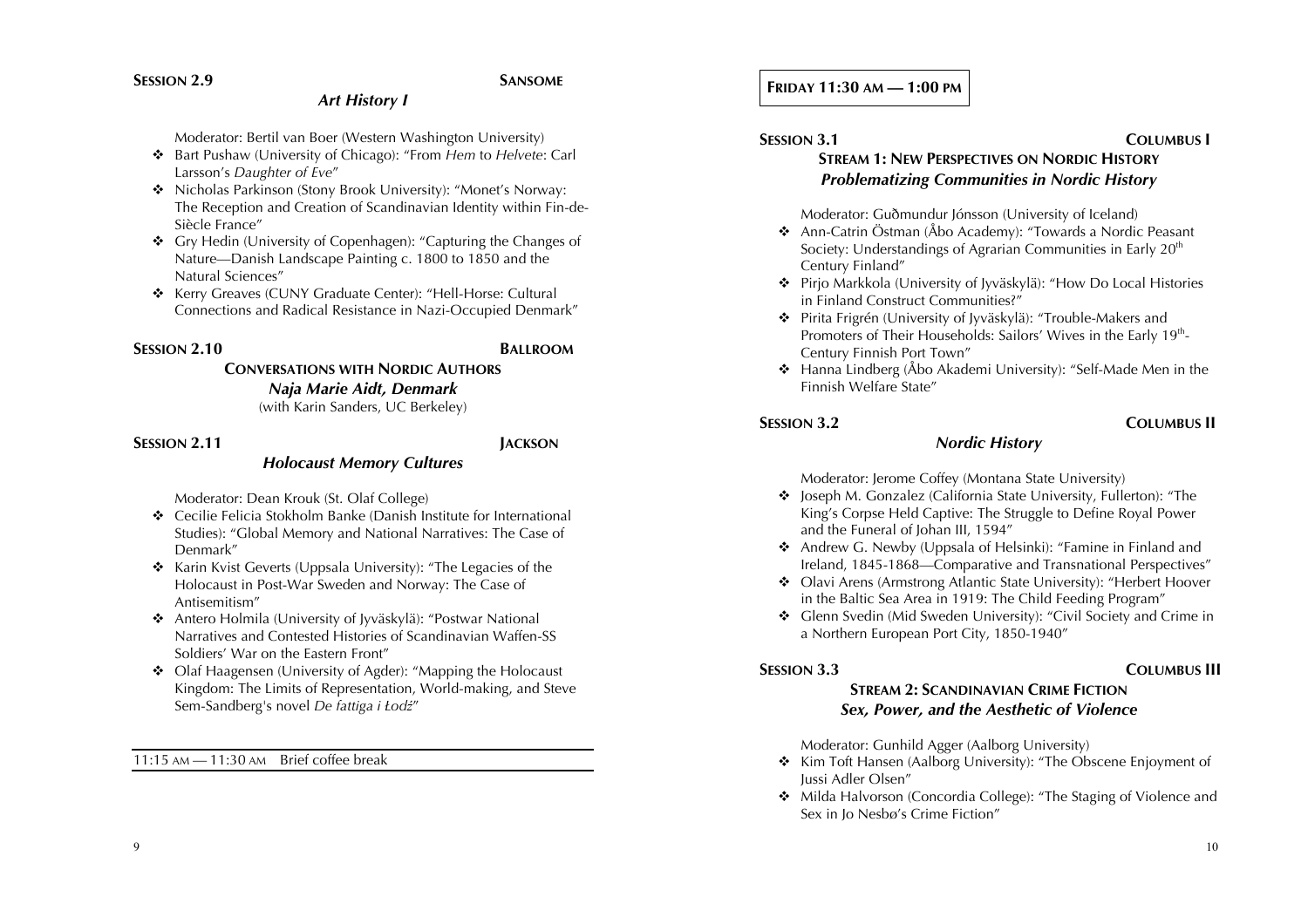**Session 2.9** **Sansome**

### *Art History I*

Moderator: Bertil van Boer (Western Washington University)

- Bart Pushaw (University of Chicago): "From *Hem* to *Helvete*: Carl Larsson's *Daughter of Eve*"
- Nicholas Parkinson (Stony Brook University): "Monet's Norway: The Reception and Creation of Scandinavian Identity within Fin-de-Siècle France"
- Gry Hedin (University of Copenhagen): "Capturing the Changes of Nature—Danish Landscape Painting c. 1800 to 1850 and the Natural Sciences"
- Kerry Greaves (CUNY Graduate Center): "Hell-Horse: Cultural Connections and Radical Resistance in Nazi-Occupied Denmark"

**Session 2.10** **Ballroom**

### Conversations with Nordic Authors

### *Naja Marie Aidt, Denmark*

(with Karin Sanders, UC Berkeley)

**Session 2.11** **Jackson**

### *Holocaust Memory Cultures*

Moderator: Dean Krouk (St. Olaf College)

- Cecilie Felicia Stokholm Banke (Danish Institute for International Studies): "Global Memory and National Narratives: The Case of Denmark"
- Karin Kvist Geverts (Uppsala University): "The Legacies of the Holocaust in Post-War Sweden and Norway: The Case of Antisemitism"
- Antero Holmila (University of Jyväskylä): "Postwar National Narratives and Contested Histories of Scandinavian Waffen-SS Soldiers' War on the Eastern Front"
- Olaf Haagensen (University of Agder): "Mapping the Holocaust Kingdom: The Limits of Representation, World-making, and Steve Sem-Sandberg's novel *De fattiga i Łodź*"

11:15 AM — 11:30 AM Brief coffee break

## Friday 11:30 AM — 1:00 PM

**Session 3.1** **Columbus I**

### Stream 1: New Perspectives on Nordic History

### *Problematizing Communities in Nordic History*

Moderator: Guðmundur Jónsson (University of Iceland)

- Ann-Catrin Östman (Åbo Academy): "Towards a Nordic Peasant Society: Understandings of Agrarian Communities in Early 20th Century Finland"
- Pirjo Markkola (University of Jyväskylä): "How Do Local Histories in Finland Construct Communities?"
- Pirita Frigrén (University of Jyväskylä): "Trouble-Makers and Promoters of Their Households: Sailors' Wives in the Early 19th-Century Finnish Port Town"
- Hanna Lindberg (Åbo Akademi University): "Self-Made Men in the Finnish Welfare State"

**Session 3.2** **Columbus II**

### *Nordic History*

Moderator: Jerome Coffey (Montana State University)

- Joseph M. Gonzalez (California State University, Fullerton): "The King's Corpse Held Captive: The Struggle to Define Royal Power and the Funeral of Johan III, 1594"
- Andrew G. Newby (Uppsala of Helsinki): "Famine in Finland and Ireland, 1845-1868—Comparative and Transnational Perspectives"
- Olavi Arens (Armstrong Atlantic State University): "Herbert Hoover in the Baltic Sea Area in 1919: The Child Feeding Program"
- Glenn Svedin (Mid Sweden University): "Civil Society and Crime in a Northern European Port City, 1850-1940"

**Session 3.3** **Columbus III**

### Stream 2: Scandinavian Crime Fiction

### *Sex, Power, and the Aesthetic of Violence*

Moderator: Gunhild Agger (Aalborg University)

- Kim Toft Hansen (Aalborg University): "The Obscene Enjoyment of Jussi Adler Olsen"
- Milda Halvorson (Concordia College): "The Staging of Violence and Sex in Jo Nesbø's Crime Fiction"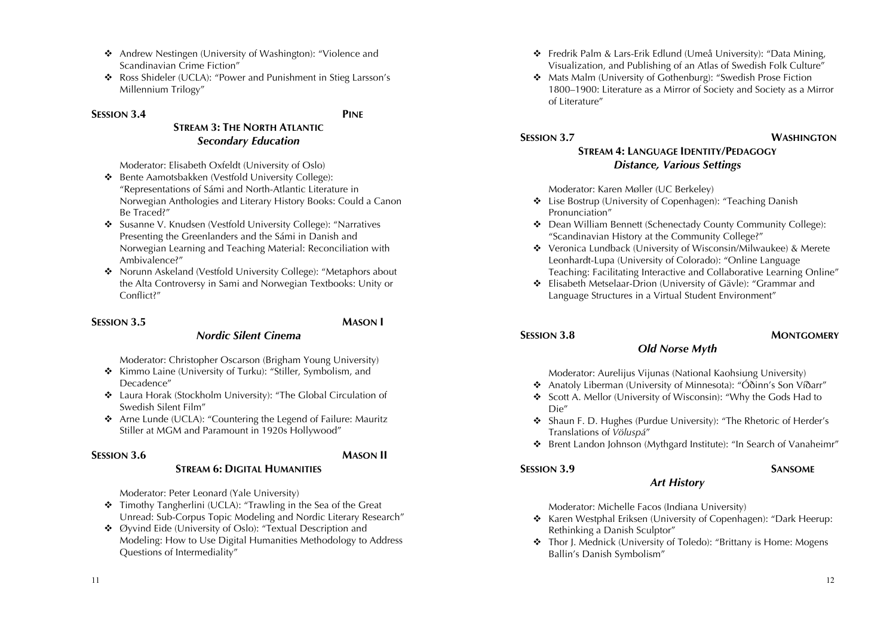- Andrew Nestingen (University of Washington): "Violence and Scandinavian Crime Fiction"
- Ross Shideler (UCLA): "Power and Punishment in Stieg Larsson's Millennium Trilogy"

**SESSION 3.4** **PINE**

**STREAM 3: THE NORTH ATLANTIC**
***Secondary Education***

Moderator: Elisabeth Oxfeldt (University of Oslo)

- Bente Aamotsbakken (Vestfold University College): "Representations of Sámi and North-Atlantic Literature in Norwegian Anthologies and Literary History Books: Could a Canon Be Traced?"
- Susanne V. Knudsen (Vestfold University College): "Narratives Presenting the Greenlanders and the Sámi in Danish and Norwegian Learning and Teaching Material: Reconciliation with Ambivalence?"
- Norunn Askeland (Vestfold University College): "Metaphors about the Alta Controversy in Sami and Norwegian Textbooks: Unity or Conflict?"

**SESSION 3.5** **MASON I**

***Nordic Silent Cinema***

Moderator: Christopher Oscarson (Brigham Young University)

- Kimmo Laine (University of Turku): "Stiller, Symbolism, and Decadence"
- Laura Horak (Stockholm University): "The Global Circulation of Swedish Silent Film"
- Arne Lunde (UCLA): "Countering the Legend of Failure: Mauritz Stiller at MGM and Paramount in 1920s Hollywood"

**SESSION 3.6** **MASON II**

**STREAM 6: DIGITAL HUMANITIES**

Moderator: Peter Leonard (Yale University)

- Timothy Tangherlini (UCLA): "Trawling in the Sea of the Great Unread: Sub-Corpus Topic Modeling and Nordic Literary Research"
- Øyvind Eide (University of Oslo): "Textual Description and Modeling: How to Use Digital Humanities Methodology to Address Questions of Intermediality"
- Fredrik Palm & Lars-Erik Edlund (Umeå University): "Data Mining, Visualization, and Publishing of an Atlas of Swedish Folk Culture"
- Mats Malm (University of Gothenburg): "Swedish Prose Fiction 1800–1900: Literature as a Mirror of Society and Society as a Mirror of Literature"

**SESSION 3.7** **WASHINGTON**

**STREAM 4: LANGUAGE IDENTITY/PEDAGOGY**
***Distance, Various Settings***

Moderator: Karen Møller (UC Berkeley)

- Lise Bostrup (University of Copenhagen): "Teaching Danish Pronunciation"
- Dean William Bennett (Schenectady County Community College): "Scandinavian History at the Community College?"
- Veronica Lundback (University of Wisconsin/Milwaukee) & Merete Leonhardt-Lupa (University of Colorado): "Online Language Teaching: Facilitating Interactive and Collaborative Learning Online"
- Elisabeth Metselaar-Drion (University of Gävle): "Grammar and Language Structures in a Virtual Student Environment"

**SESSION 3.8** **MONTGOMERY**

***Old Norse Myth***

Moderator: Aurelijus Vijunas (National Kaohsiung University)

- Anatoly Liberman (University of Minnesota): "Óðinn's Son Víðarr"
- Scott A. Mellor (University of Wisconsin): "Why the Gods Had to Die"
- Shaun F. D. Hughes (Purdue University): "The Rhetoric of Herder's Translations of *Völuspá*"
- Brent Landon Johnson (Mythgard Institute): "In Search of Vanaheimr"

**SESSION 3.9** **SANSOME**

***Art History***

Moderator: Michelle Facos (Indiana University)

- Karen Westphal Eriksen (University of Copenhagen): "Dark Heerup: Rethinking a Danish Sculptor"
- Thor J. Mednick (University of Toledo): "Brittany is Home: Mogens Ballin's Danish Symbolism"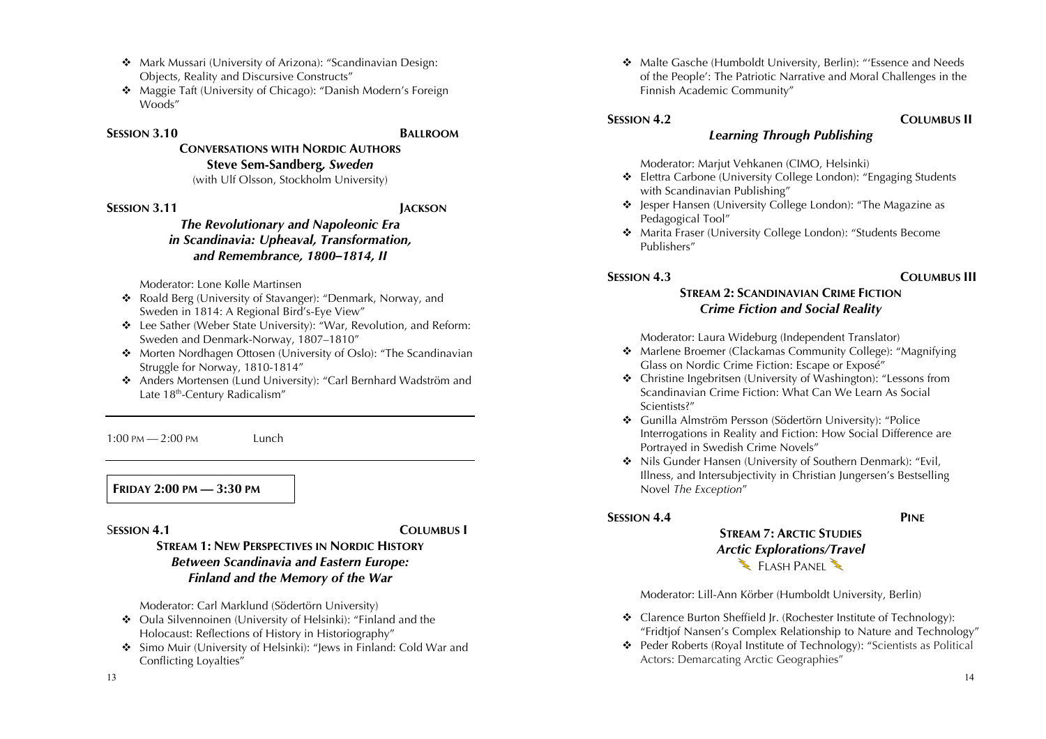- Mark Mussari (University of Arizona): "Scandinavian Design: Objects, Reality and Discursive Constructs"
- Maggie Taft (University of Chicago): "Danish Modern's Foreign Woods"

### SESSION 3.10 — BALLROOM

**CONVERSATIONS WITH NORDIC AUTHORS**

**Steve Sem-Sandberg, *Sweden***

(with Ulf Olsson, Stockholm University)

### SESSION 3.11 — JACKSON

***The Revolutionary and Napoleonic Era in Scandinavia: Upheaval, Transformation, and Remembrance, 1800–1814, II***

Moderator: Lone Kølle Martinsen

- Roald Berg (University of Stavanger): "Denmark, Norway, and Sweden in 1814: A Regional Bird's-Eye View"
- Lee Sather (Weber State University): "War, Revolution, and Reform: Sweden and Denmark-Norway, 1807–1810"
- Morten Nordhagen Ottosen (University of Oslo): "The Scandinavian Struggle for Norway, 1810-1814"
- Anders Mortensen (Lund University): "Carl Bernhard Wadström and Late 18th-Century Radicalism"

---

1:00 PM — 2:00 PM Lunch

---

## FRIDAY 2:00 PM — 3:30 PM

### SESSION 4.1 — COLUMBUS I

**STREAM 1: NEW PERSPECTIVES IN NORDIC HISTORY**

***Between Scandinavia and Eastern Europe: Finland and the Memory of the War***

Moderator: Carl Marklund (Södertörn University)

- Oula Silvennoinen (University of Helsinki): "Finland and the Holocaust: Reflections of History in Historiography"
- Simo Muir (University of Helsinki): "Jews in Finland: Cold War and Conflicting Loyalties"
- Malte Gasche (Humboldt University, Berlin): "'Essence and Needs of the People': The Patriotic Narrative and Moral Challenges in the Finnish Academic Community"

### SESSION 4.2 — COLUMBUS II

***Learning Through Publishing***

Moderator: Marjut Vehkanen (CIMO, Helsinki)

- Elettra Carbone (University College London): "Engaging Students with Scandinavian Publishing"
- Jesper Hansen (University College London): "The Magazine as Pedagogical Tool"
- Marita Fraser (University College London): "Students Become Publishers"

### SESSION 4.3 — COLUMBUS III

**STREAM 2: SCANDINAVIAN CRIME FICTION**

***Crime Fiction and Social Reality***

Moderator: Laura Wideburg (Independent Translator)

- Marlene Broemer (Clackamas Community College): "Magnifying Glass on Nordic Crime Fiction: Escape or Exposé"
- Christine Ingebritsen (University of Washington): "Lessons from Scandinavian Crime Fiction: What Can We Learn As Social Scientists?"
- Gunilla Almström Persson (Södertörn University): "Police Interrogations in Reality and Fiction: How Social Difference are Portrayed in Swedish Crime Novels"
- Nils Gunder Hansen (University of Southern Denmark): "Evil, Illness, and Intersubjectivity in Christian Jungersen's Bestselling Novel *The Exception*"

### SESSION 4.4 — PINE

**STREAM 7: ARCTIC STUDIES**

***Arctic Explorations/Travel***

FLASH PANEL

Moderator: Lill-Ann Körber (Humboldt University, Berlin)

- Clarence Burton Sheffield Jr. (Rochester Institute of Technology): "Fridtjof Nansen's Complex Relationship to Nature and Technology"
- Peder Roberts (Royal Institute of Technology): "Scientists as Political Actors: Demarcating Arctic Geographies"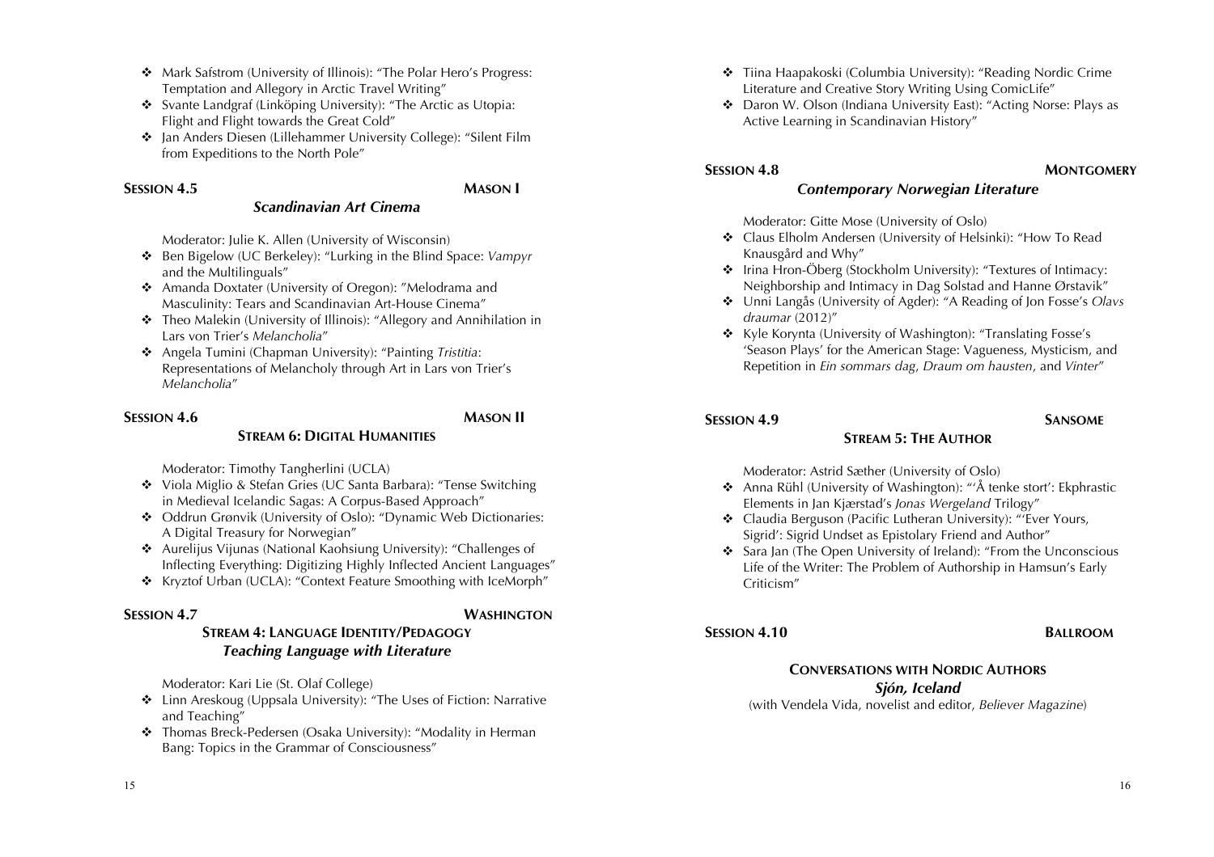- Mark Safstrom (University of Illinois): "The Polar Hero's Progress: Temptation and Allegory in Arctic Travel Writing"
- Svante Landgraf (Linköping University): "The Arctic as Utopia: Flight and Flight towards the Great Cold"
- Jan Anders Diesen (Lillehammer University College): "Silent Film from Expeditions to the North Pole"

**SESSION 4.5** **MASON I**

***Scandinavian Art Cinema***

Moderator: Julie K. Allen (University of Wisconsin)

- Ben Bigelow (UC Berkeley): "Lurking in the Blind Space: *Vampyr* and the Multilinguals"
- Amanda Doxtater (University of Oregon): "Melodrama and Masculinity: Tears and Scandinavian Art-House Cinema"
- Theo Malekin (University of Illinois): "Allegory and Annihilation in Lars von Trier's *Melancholia*"
- Angela Tumini (Chapman University): "Painting *Tristitia*: Representations of Melancholy through Art in Lars von Trier's *Melancholia*"

**SESSION 4.6** **MASON II**

**STREAM 6: DIGITAL HUMANITIES**

Moderator: Timothy Tangherlini (UCLA)

- Viola Miglio & Stefan Gries (UC Santa Barbara): "Tense Switching in Medieval Icelandic Sagas: A Corpus-Based Approach"
- Oddrun Grønvik (University of Oslo): "Dynamic Web Dictionaries: A Digital Treasury for Norwegian"
- Aurelijus Vijunas (National Kaohsiung University): "Challenges of Inflecting Everything: Digitizing Highly Inflected Ancient Languages"
- Kryztof Urban (UCLA): "Context Feature Smoothing with IceMorph"

**SESSION 4.7** **WASHINGTON**

**STREAM 4: LANGUAGE IDENTITY/PEDAGOGY**

***Teaching Language with Literature***

Moderator: Kari Lie (St. Olaf College)

- Linn Areskoug (Uppsala University): "The Uses of Fiction: Narrative and Teaching"
- Thomas Breck-Pedersen (Osaka University): "Modality in Herman Bang: Topics in the Grammar of Consciousness"
- Tiina Haapakoski (Columbia University): "Reading Nordic Crime Literature and Creative Story Writing Using ComicLife"
- Daron W. Olson (Indiana University East): "Acting Norse: Plays as Active Learning in Scandinavian History"

**SESSION 4.8** **MONTGOMERY**

***Contemporary Norwegian Literature***

Moderator: Gitte Mose (University of Oslo)

- Claus Elholm Andersen (University of Helsinki): "How To Read Knausgård and Why"
- Irina Hron-Öberg (Stockholm University): "Textures of Intimacy: Neighborship and Intimacy in Dag Solstad and Hanne Ørstavik"
- Unni Langås (University of Agder): "A Reading of Jon Fosse's *Olavs draumar* (2012)"
- Kyle Korynta (University of Washington): "Translating Fosse's 'Season Plays' for the American Stage: Vagueness, Mysticism, and Repetition in *Ein sommars dag*, *Draum om hausten*, and *Vinter*"

**SESSION 4.9** **SANSOME**

**STREAM 5: THE AUTHOR**

Moderator: Astrid Sæther (University of Oslo)

- Anna Rühl (University of Washington): "'Å tenke stort': Ekphrastic Elements in Jan Kjærstad's *Jonas Wergeland* Trilogy"
- Claudia Berguson (Pacific Lutheran University): "'Ever Yours, Sigrid': Sigrid Undset as Epistolary Friend and Author"
- Sara Jan (The Open University of Ireland): "From the Unconscious Life of the Writer: The Problem of Authorship in Hamsun's Early Criticism"

**SESSION 4.10** **BALLROOM**

**CONVERSATIONS WITH NORDIC AUTHORS**

***Sjón, Iceland***

(with Vendela Vida, novelist and editor, *Believer Magazine*)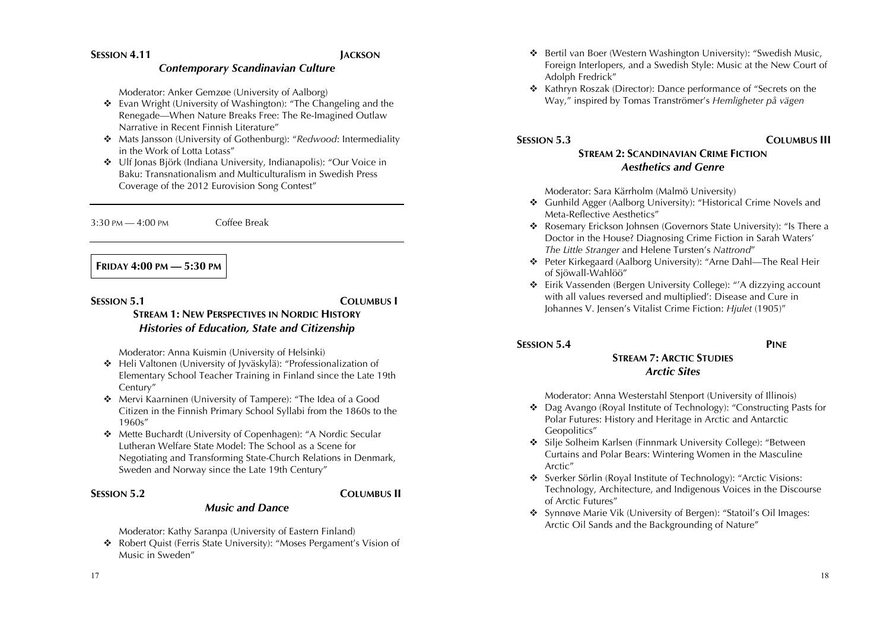### Session 4.11 — Jackson

#### *Contemporary Scandinavian Culture*

Moderator: Anker Gemzøe (University of Aalborg)

- Evan Wright (University of Washington): "The Changeling and the Renegade—When Nature Breaks Free: The Re-Imagined Outlaw Narrative in Recent Finnish Literature"
- Mats Jansson (University of Gothenburg): "*Redwood*: Intermediality in the Work of Lotta Lotass"
- Ulf Jonas Björk (Indiana University, Indianapolis): "Our Voice in Baku: Transnationalism and Multiculturalism in Swedish Press Coverage of the 2012 Eurovision Song Contest"

---

3:30 PM — 4:00 PM Coffee Break

---

## Friday 4:00 PM — 5:30 PM

### Session 5.1 — Columbus I

#### Stream 1: New Perspectives in Nordic History

#### *Histories of Education, State and Citizenship*

Moderator: Anna Kuismin (University of Helsinki)

- Heli Valtonen (University of Jyväskylä): "Professionalization of Elementary School Teacher Training in Finland since the Late 19th Century"
- Mervi Kaarninen (University of Tampere): "The Idea of a Good Citizen in the Finnish Primary School Syllabi from the 1860s to the 1960s"
- Mette Buchardt (University of Copenhagen): "A Nordic Secular Lutheran Welfare State Model: The School as a Scene for Negotiating and Transforming State-Church Relations in Denmark, Sweden and Norway since the Late 19th Century"

### Session 5.2 — Columbus II

#### *Music and Dance*

Moderator: Kathy Saranpa (University of Eastern Finland)

- Robert Quist (Ferris State University): "Moses Pergament's Vision of Music in Sweden"
- Bertil van Boer (Western Washington University): "Swedish Music, Foreign Interlopers, and a Swedish Style: Music at the New Court of Adolph Fredrick"
- Kathryn Roszak (Director): Dance performance of "Secrets on the Way," inspired by Tomas Tranströmer's *Hemligheter på vägen*

### Session 5.3 — Columbus III

#### Stream 2: Scandinavian Crime Fiction

#### *Aesthetics and Genre*

Moderator: Sara Kärrholm (Malmö University)

- Gunhild Agger (Aalborg University): "Historical Crime Novels and Meta-Reflective Aesthetics"
- Rosemary Erickson Johnsen (Governors State University): "Is There a Doctor in the House? Diagnosing Crime Fiction in Sarah Waters' *The Little Stranger* and Helene Tursten's *Nattrond*"
- Peter Kirkegaard (Aalborg University): "Arne Dahl—The Real Heir of Sjöwall-Wahlöö"
- Eirik Vassenden (Bergen University College): "'A dizzying account with all values reversed and multiplied': Disease and Cure in Johannes V. Jensen's Vitalist Crime Fiction: *Hjulet* (1905)"

### Session 5.4 — Pine

#### Stream 7: Arctic Studies

#### *Arctic Sites*

Moderator: Anna Westerstahl Stenport (University of Illinois)

- Dag Avango (Royal Institute of Technology): "Constructing Pasts for Polar Futures: History and Heritage in Arctic and Antarctic Geopolitics"
- Silje Solheim Karlsen (Finnmark University College): "Between Curtains and Polar Bears: Wintering Women in the Masculine Arctic"
- Sverker Sörlin (Royal Institute of Technology): "Arctic Visions: Technology, Architecture, and Indigenous Voices in the Discourse of Arctic Futures"
- Synnøve Marie Vik (University of Bergen): "Statoil's Oil Images: Arctic Oil Sands and the Backgrounding of Nature"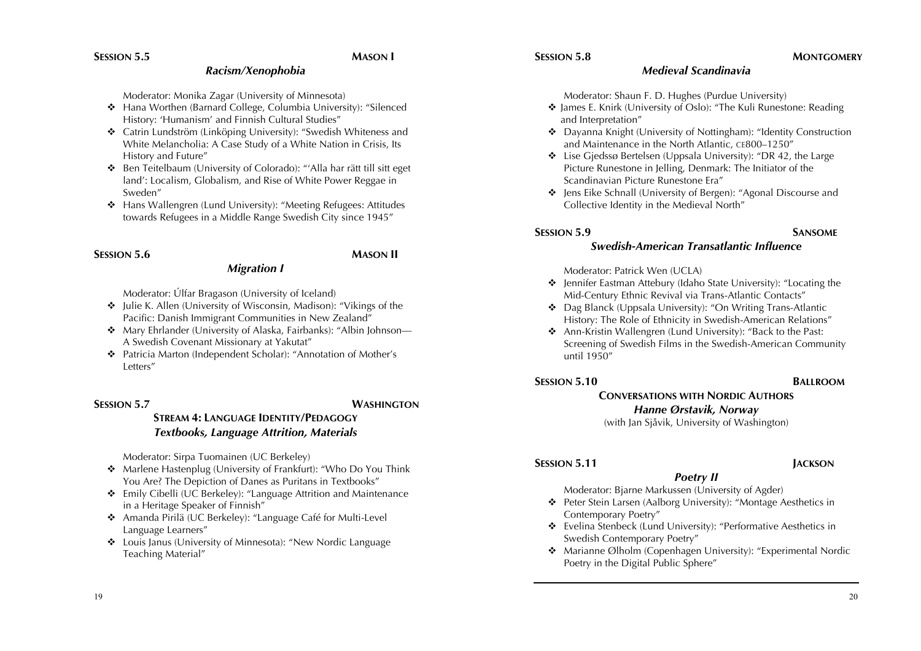**SESSION 5.5** **MASON I**

*Racism/Xenophobia*

Moderator: Monika Zagar (University of Minnesota)

- Hana Worthen (Barnard College, Columbia University): "Silenced History: 'Humanism' and Finnish Cultural Studies"
- Catrin Lundström (Linköping University): "Swedish Whiteness and White Melancholia: A Case Study of a White Nation in Crisis, Its History and Future"
- Ben Teitelbaum (University of Colorado): "'Alla har rätt till sitt eget land': Localism, Globalism, and Rise of White Power Reggae in Sweden"
- Hans Wallengren (Lund University): "Meeting Refugees: Attitudes towards Refugees in a Middle Range Swedish City since 1945"

**SESSION 5.6** **MASON II**

*Migration I*

Moderator: Úlfar Bragason (University of Iceland)

- Julie K. Allen (University of Wisconsin, Madison): "Vikings of the Pacific: Danish Immigrant Communities in New Zealand"
- Mary Ehrlander (University of Alaska, Fairbanks): "Albin Johnson—A Swedish Covenant Missionary at Yakutat"
- Patricia Marton (Independent Scholar): "Annotation of Mother's Letters"

**SESSION 5.7** **WASHINGTON**

**STREAM 4: LANGUAGE IDENTITY/PEDAGOGY**

*Textbooks, Language Attrition, Materials*

Moderator: Sirpa Tuomainen (UC Berkeley)

- Marlene Hastenplug (University of Frankfurt): "Who Do You Think You Are? The Depiction of Danes as Puritans in Textbooks"
- Emily Cibelli (UC Berkeley): "Language Attrition and Maintenance in a Heritage Speaker of Finnish"
- Amanda Pirilä (UC Berkeley): "Language Café for Multi-Level Language Learners"
- Louis Janus (University of Minnesota): "New Nordic Language Teaching Material"

**SESSION 5.8** **MONTGOMERY**

*Medieval Scandinavia*

Moderator: Shaun F. D. Hughes (Purdue University)

- James E. Knirk (University of Oslo): "The Kuli Runestone: Reading and Interpretation"
- Dayanna Knight (University of Nottingham): "Identity Construction and Maintenance in the North Atlantic, CE800–1250"
- Lise Gjedssø Bertelsen (Uppsala University): "DR 42, the Large Picture Runestone in Jelling, Denmark: The Initiator of the Scandinavian Picture Runestone Era"
- Jens Eike Schnall (University of Bergen): "Agonal Discourse and Collective Identity in the Medieval North"

**SESSION 5.9** **SANSOME**

*Swedish-American Transatlantic Influence*

Moderator: Patrick Wen (UCLA)

- Jennifer Eastman Attebury (Idaho State University): "Locating the Mid-Century Ethnic Revival via Trans-Atlantic Contacts"
- Dag Blanck (Uppsala University): "On Writing Trans-Atlantic History: The Role of Ethnicity in Swedish-American Relations"
- Ann-Kristin Wallengren (Lund University): "Back to the Past: Screening of Swedish Films in the Swedish-American Community until 1950"

**SESSION 5.10** **BALLROOM**

**CONVERSATIONS WITH NORDIC AUTHORS**

*Hanne Ørstavik, Norway*

(with Jan Sjåvik, University of Washington)

**SESSION 5.11** **JACKSON**

*Poetry II*

Moderator: Bjarne Markussen (University of Agder)

- Peter Stein Larsen (Aalborg University): "Montage Aesthetics in Contemporary Poetry"
- Evelina Stenbeck (Lund University): "Performative Aesthetics in Swedish Contemporary Poetry"
- Marianne Ølholm (Copenhagen University): "Experimental Nordic Poetry in the Digital Public Sphere"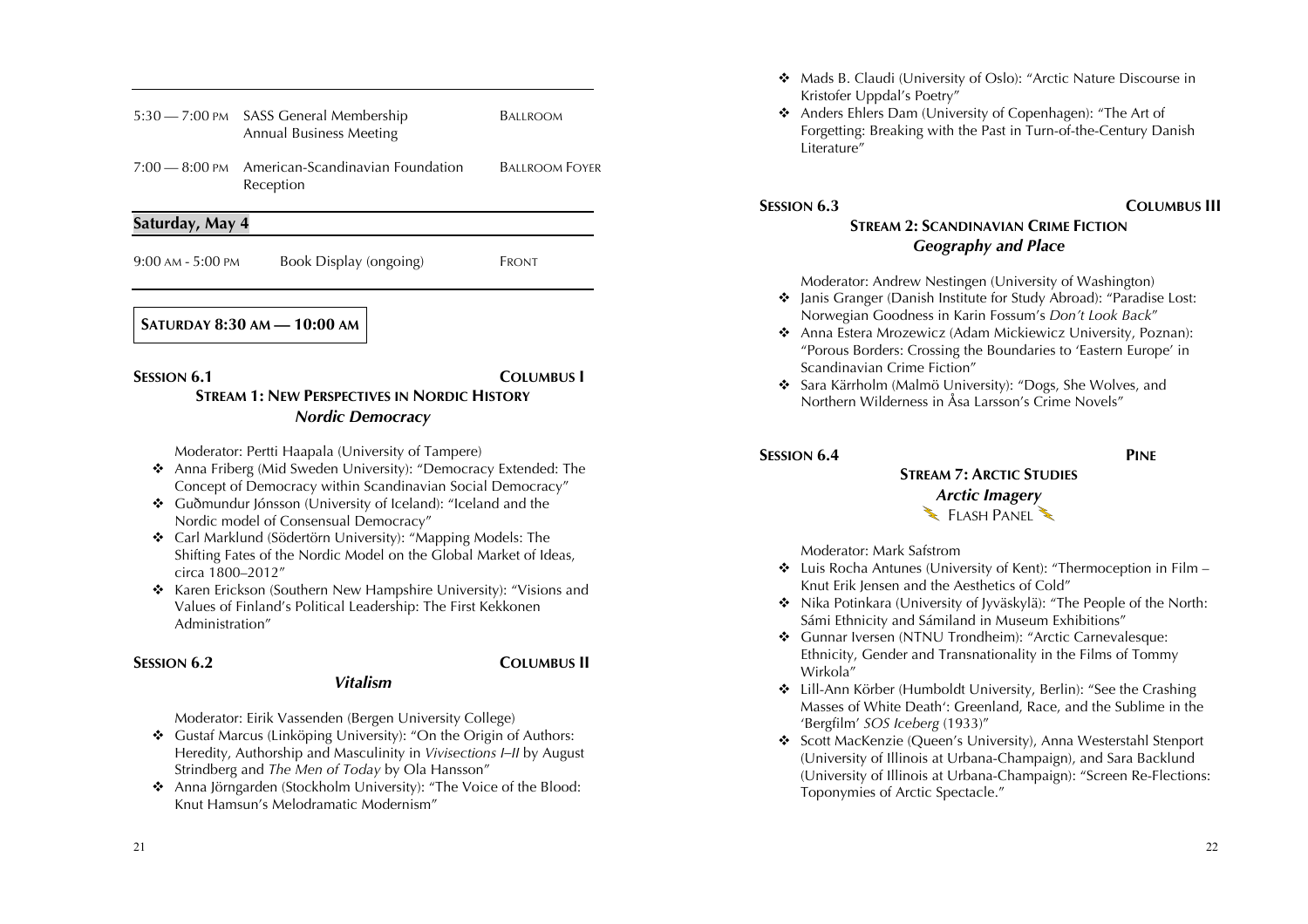| | | |
|---|---|---|
| 5:30 — 7:00 PM | SASS General Membership Annual Business Meeting | BALLROOM |
| 7:00 — 8:00 PM | American-Scandinavian Foundation Reception | BALLROOM FOYER |

## Saturday, May 4

| | | |
|---|---|---|
| 9:00 AM - 5:00 PM | Book Display (ongoing) | FRONT |

### SATURDAY 8:30 AM — 10:00 AM

**SESSION 6.1** **COLUMBUS I**

**STREAM 1: NEW PERSPECTIVES IN NORDIC HISTORY**
***Nordic Democracy***

Moderator: Pertti Haapala (University of Tampere)

- Anna Friberg (Mid Sweden University): "Democracy Extended: The Concept of Democracy within Scandinavian Social Democracy"
- Guðmundur Jónsson (University of Iceland): "Iceland and the Nordic model of Consensual Democracy"
- Carl Marklund (Södertörn University): "Mapping Models: The Shifting Fates of the Nordic Model on the Global Market of Ideas, circa 1800–2012"
- Karen Erickson (Southern New Hampshire University): "Visions and Values of Finland's Political Leadership: The First Kekkonen Administration"

**SESSION 6.2** **COLUMBUS II**

***Vitalism***

Moderator: Eirik Vassenden (Bergen University College)

- Gustaf Marcus (Linköping University): "On the Origin of Authors: Heredity, Authorship and Masculinity in *Vivisections I–II* by August Strindberg and *The Men of Today* by Ola Hansson"
- Anna Jörngarden (Stockholm University): "The Voice of the Blood: Knut Hamsun's Melodramatic Modernism"
- Mads B. Claudi (University of Oslo): "Arctic Nature Discourse in Kristofer Uppdal's Poetry"
- Anders Ehlers Dam (University of Copenhagen): "The Art of Forgetting: Breaking with the Past in Turn-of-the-Century Danish Literature"

**SESSION 6.3** **COLUMBUS III**

**STREAM 2: SCANDINAVIAN CRIME FICTION**
***Geography and Place***

Moderator: Andrew Nestingen (University of Washington)

- Janis Granger (Danish Institute for Study Abroad): "Paradise Lost: Norwegian Goodness in Karin Fossum's *Don't Look Back*"
- Anna Estera Mrozewicz (Adam Mickiewicz University, Poznan): "Porous Borders: Crossing the Boundaries to 'Eastern Europe' in Scandinavian Crime Fiction"
- Sara Kärrholm (Malmö University): "Dogs, She Wolves, and Northern Wilderness in Åsa Larsson's Crime Novels"

**SESSION 6.4** **PINE**

**STREAM 7: ARCTIC STUDIES**
***Arctic Imagery***
FLASH PANEL

Moderator: Mark Safstrom

- Luis Rocha Antunes (University of Kent): "Thermoception in Film – Knut Erik Jensen and the Aesthetics of Cold"
- Nika Potinkara (University of Jyväskylä): "The People of the North: Sámi Ethnicity and Sámiland in Museum Exhibitions"
- Gunnar Iversen (NTNU Trondheim): "Arctic Carnevalesque: Ethnicity, Gender and Transnationality in the Films of Tommy Wirkola"
- Lill-Ann Körber (Humboldt University, Berlin): "See the Crashing Masses of White Death': Greenland, Race, and the Sublime in the 'Bergfilm' *SOS Iceberg* (1933)"
- Scott MacKenzie (Queen's University), Anna Westerstahl Stenport (University of Illinois at Urbana-Champaign), and Sara Backlund (University of Illinois at Urbana-Champaign): "Screen Re-Flections: Toponymies of Arctic Spectacle."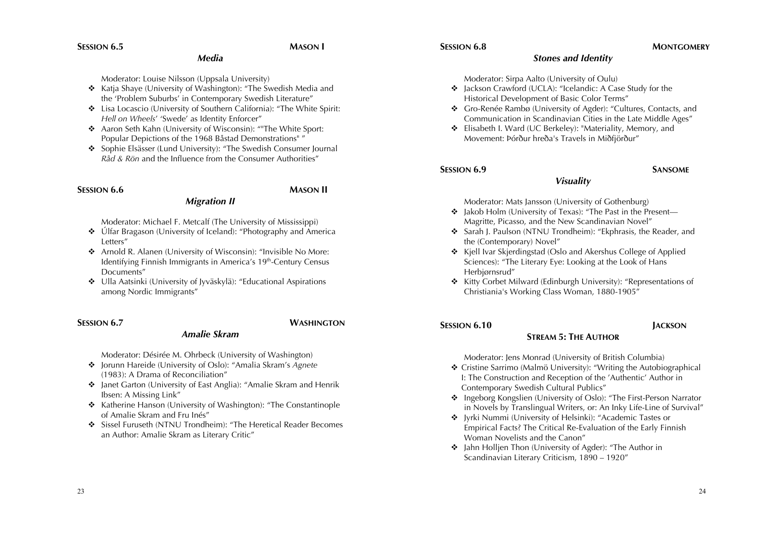**SESSION 6.5** **MASON I**

### *Media*

Moderator: Louise Nilsson (Uppsala University)

- Katja Shaye (University of Washington): "The Swedish Media and the 'Problem Suburbs' in Contemporary Swedish Literature"
- Lisa Locascio (University of Southern California): "The White Spirit: *Hell on Wheels*' 'Swede' as Identity Enforcer"
- Aaron Seth Kahn (University of Wisconsin): ""The White Sport: Popular Depictions of the 1968 Båstad Demonstrations" "
- Sophie Elsässer (Lund University): "The Swedish Consumer Journal *Råd & Rön* and the Influence from the Consumer Authorities"

**SESSION 6.6** **MASON II**

### *Migration II*

Moderator: Michael F. Metcalf (The University of Mississippi)

- Úlfar Bragason (University of Iceland): "Photography and America Letters"
- Arnold R. Alanen (University of Wisconsin): "Invisible No More: Identifying Finnish Immigrants in America's 19th-Century Census Documents"
- Ulla Aatsinki (University of Jyväskylä): "Educational Aspirations among Nordic Immigrants"

**SESSION 6.7** **WASHINGTON**

### *Amalie Skram*

Moderator: Désirée M. Ohrbeck (University of Washington)

- Jorunn Hareide (University of Oslo): "Amalia Skram's *Agnete* (1983): A Drama of Reconciliation"
- Janet Garton (University of East Anglia): "Amalie Skram and Henrik Ibsen: A Missing Link"
- Katherine Hanson (University of Washington): "The Constantinople of Amalie Skram and Fru Inés"
- Sissel Furuseth (NTNU Trondheim): "The Heretical Reader Becomes an Author: Amalie Skram as Literary Critic"

**SESSION 6.8** **MONTGOMERY**

### *Stones and Identity*

Moderator: Sirpa Aalto (University of Oulu)

- Jackson Crawford (UCLA): "Icelandic: A Case Study for the Historical Development of Basic Color Terms"
- Gro-Renée Rambø (University of Agder): "Cultures, Contacts, and Communication in Scandinavian Cities in the Late Middle Ages"
- Elisabeth I. Ward (UC Berkeley): "Materiality, Memory, and Movement: Þórður hreða's Travels in Miðfjörður"

**SESSION 6.9** **SANSOME**

### *Visuality*

Moderator: Mats Jansson (University of Gothenburg)

- Jakob Holm (University of Texas): "The Past in the Present—Magritte, Picasso, and the New Scandinavian Novel"
- Sarah J. Paulson (NTNU Trondheim): "Ekphrasis, the Reader, and the (Contemporary) Novel"
- Kjell Ivar Skjerdingstad (Oslo and Akershus College of Applied Sciences): "The Literary Eye: Looking at the Look of Hans Herbjørnsrud"
- Kitty Corbet Milward (Edinburgh University): "Representations of Christiania's Working Class Woman, 1880-1905"

**SESSION 6.10** **JACKSON**

### STREAM 5: THE AUTHOR

Moderator: Jens Monrad (University of British Columbia)

- Cristine Sarrimo (Malmö University): "Writing the Autobiographical I: The Construction and Reception of the 'Authentic' Author in Contemporary Swedish Cultural Publics"
- Ingeborg Kongslien (University of Oslo): "The First-Person Narrator in Novels by Translingual Writers, or: An Inky Life-Line of Survival"
- Jyrki Nummi (University of Helsinki): "Academic Tastes or Empirical Facts? The Critical Re-Evaluation of the Early Finnish Woman Novelists and the Canon"
- Jahn Holljen Thon (University of Agder): "The Author in Scandinavian Literary Criticism, 1890 – 1920"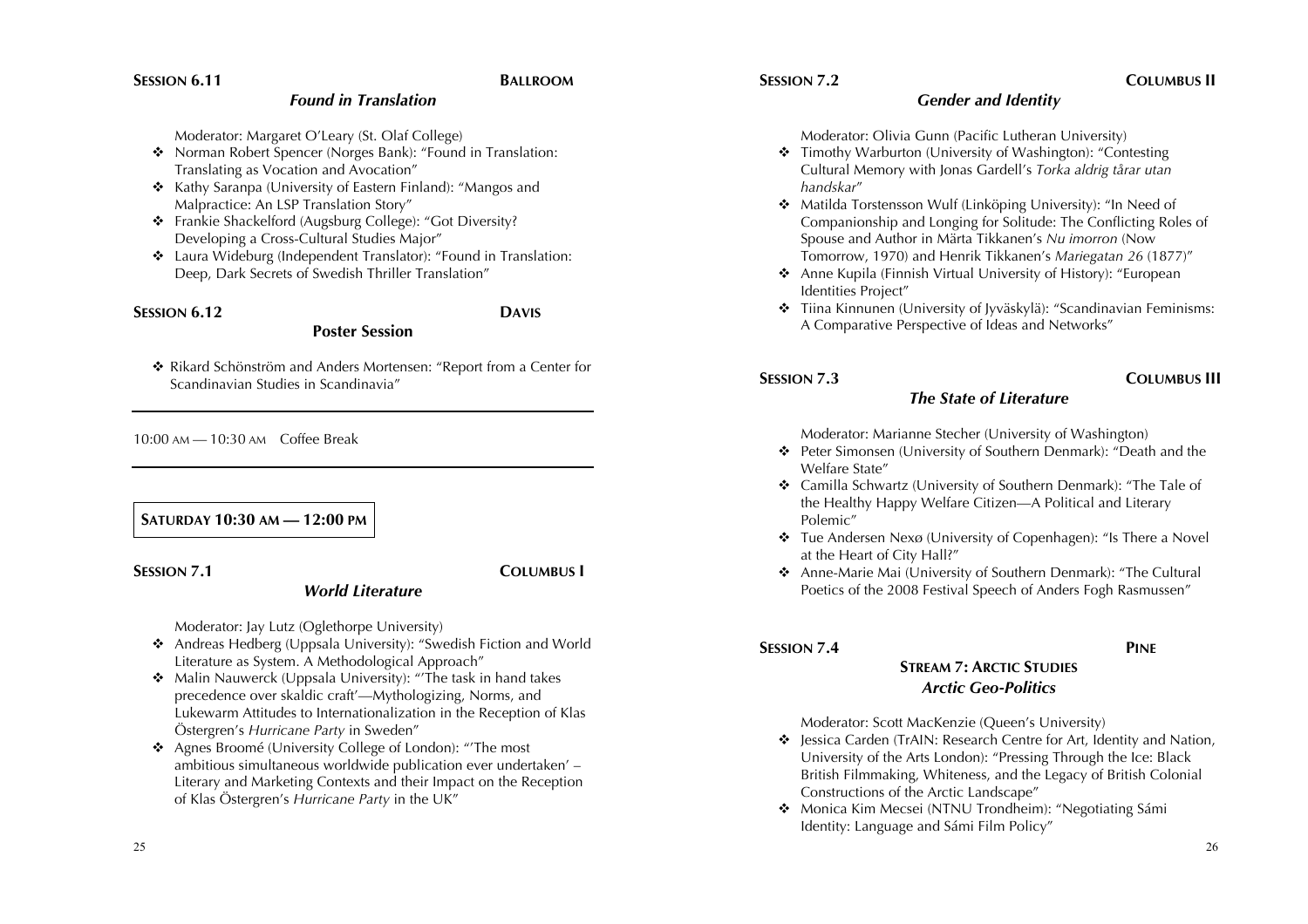**SESSION 6.11** **BALLROOM**

***Found in Translation***

Moderator: Margaret O'Leary (St. Olaf College)

- ❖ Norman Robert Spencer (Norges Bank): "Found in Translation: Translating as Vocation and Avocation"
- ❖ Kathy Saranpa (University of Eastern Finland): "Mangos and Malpractice: An LSP Translation Story"
- ❖ Frankie Shackelford (Augsburg College): "Got Diversity? Developing a Cross-Cultural Studies Major"
- ❖ Laura Wideburg (Independent Translator): "Found in Translation: Deep, Dark Secrets of Swedish Thriller Translation"

**SESSION 6.12** **DAVIS**

**Poster Session**

- ❖ Rikard Schönström and Anders Mortensen: "Report from a Center for Scandinavian Studies in Scandinavia"

---

10:00 AM — 10:30 AM Coffee Break

---

**SATURDAY 10:30 AM — 12:00 PM**

**SESSION 7.1** **COLUMBUS I**

***World Literature***

Moderator: Jay Lutz (Oglethorpe University)

- ❖ Andreas Hedberg (Uppsala University): "Swedish Fiction and World Literature as System. A Methodological Approach"
- ❖ Malin Nauwerck (Uppsala University): "'The task in hand takes precedence over skaldic craft'—Mythologizing, Norms, and Lukewarm Attitudes to Internationalization in the Reception of Klas Östergren's *Hurricane Party* in Sweden"
- ❖ Agnes Broomé (University College of London): "'The most ambitious simultaneous worldwide publication ever undertaken' – Literary and Marketing Contexts and their Impact on the Reception of Klas Östergren's *Hurricane Party* in the UK"

**SESSION 7.2** **COLUMBUS II**

***Gender and Identity***

Moderator: Olivia Gunn (Pacific Lutheran University)

- ❖ Timothy Warburton (University of Washington): "Contesting Cultural Memory with Jonas Gardell's *Torka aldrig tårar utan handskar*"
- ❖ Matilda Torstensson Wulf (Linköping University): "In Need of Companionship and Longing for Solitude: The Conflicting Roles of Spouse and Author in Märta Tikkanen's *Nu imorron* (Now Tomorrow, 1970) and Henrik Tikkanen's *Mariegatan 26* (1877)"
- ❖ Anne Kupila (Finnish Virtual University of History): "European Identities Project"
- ❖ Tiina Kinnunen (University of Jyväskylä): "Scandinavian Feminisms: A Comparative Perspective of Ideas and Networks"

**SESSION 7.3** **COLUMBUS III**

***The State of Literature***

Moderator: Marianne Stecher (University of Washington)

- ❖ Peter Simonsen (University of Southern Denmark): "Death and the Welfare State"
- ❖ Camilla Schwartz (University of Southern Denmark): "The Tale of the Healthy Happy Welfare Citizen—A Political and Literary Polemic"
- ❖ Tue Andersen Nexø (University of Copenhagen): "Is There a Novel at the Heart of City Hall?"
- ❖ Anne-Marie Mai (University of Southern Denmark): "The Cultural Poetics of the 2008 Festival Speech of Anders Fogh Rasmussen"

**SESSION 7.4** **PINE**

**STREAM 7: ARCTIC STUDIES**

***Arctic Geo-Politics***

Moderator: Scott MacKenzie (Queen's University)

- ❖ Jessica Carden (TrAIN: Research Centre for Art, Identity and Nation, University of the Arts London): "Pressing Through the Ice: Black British Filmmaking, Whiteness, and the Legacy of British Colonial Constructions of the Arctic Landscape"
- ❖ Monica Kim Mecsei (NTNU Trondheim): "Negotiating Sámi Identity: Language and Sámi Film Policy"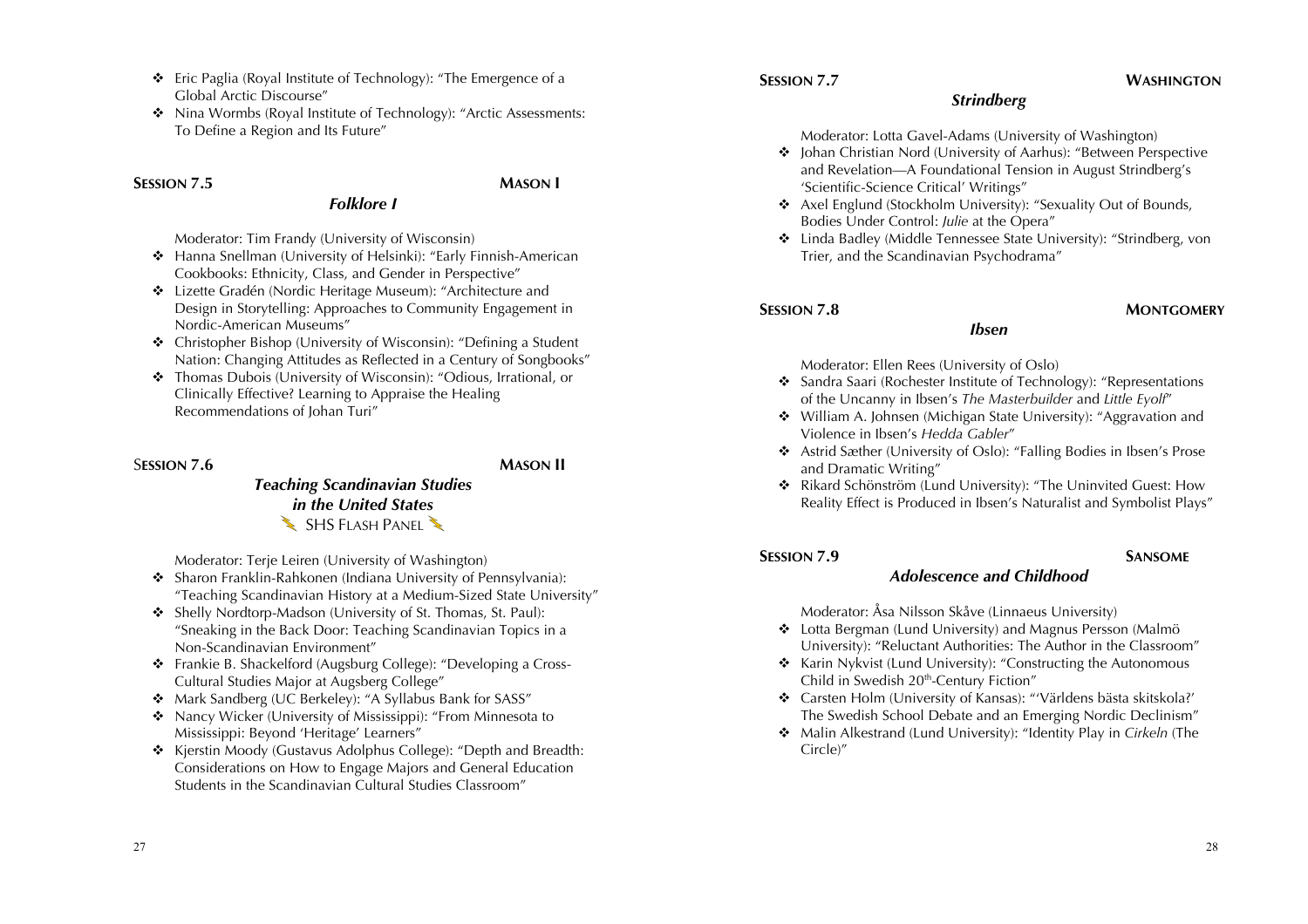- Eric Paglia (Royal Institute of Technology): "The Emergence of a Global Arctic Discourse"
- Nina Wormbs (Royal Institute of Technology): "Arctic Assessments: To Define a Region and Its Future"

**SESSION 7.5** **MASON I**

***Folklore I***

Moderator: Tim Frandy (University of Wisconsin)

- Hanna Snellman (University of Helsinki): "Early Finnish-American Cookbooks: Ethnicity, Class, and Gender in Perspective"
- Lizette Gradén (Nordic Heritage Museum): "Architecture and Design in Storytelling: Approaches to Community Engagement in Nordic-American Museums"
- Christopher Bishop (University of Wisconsin): "Defining a Student Nation: Changing Attitudes as Reflected in a Century of Songbooks"
- Thomas Dubois (University of Wisconsin): "Odious, Irrational, or Clinically Effective? Learning to Appraise the Healing Recommendations of Johan Turi"

**SESSION 7.6** **MASON II**

***Teaching Scandinavian Studies in the United States***

SHS FLASH PANEL

Moderator: Terje Leiren (University of Washington)

- Sharon Franklin-Rahkonen (Indiana University of Pennsylvania): "Teaching Scandinavian History at a Medium-Sized State University"
- Shelly Nordtorp-Madson (University of St. Thomas, St. Paul): "Sneaking in the Back Door: Teaching Scandinavian Topics in a Non-Scandinavian Environment"
- Frankie B. Shackelford (Augsburg College): "Developing a Cross-Cultural Studies Major at Augsberg College"
- Mark Sandberg (UC Berkeley): "A Syllabus Bank for SASS"
- Nancy Wicker (University of Mississippi): "From Minnesota to Mississippi: Beyond 'Heritage' Learners"
- Kjerstin Moody (Gustavus Adolphus College): "Depth and Breadth: Considerations on How to Engage Majors and General Education Students in the Scandinavian Cultural Studies Classroom"

**SESSION 7.7** **WASHINGTON**

***Strindberg***

Moderator: Lotta Gavel-Adams (University of Washington)

- Johan Christian Nord (University of Aarhus): "Between Perspective and Revelation—A Foundational Tension in August Strindberg's 'Scientific-Science Critical' Writings"
- Axel Englund (Stockholm University): "Sexuality Out of Bounds, Bodies Under Control: *Julie* at the Opera"
- Linda Badley (Middle Tennessee State University): "Strindberg, von Trier, and the Scandinavian Psychodrama"

**SESSION 7.8** **MONTGOMERY**

***Ibsen***

Moderator: Ellen Rees (University of Oslo)

- Sandra Saari (Rochester Institute of Technology): "Representations of the Uncanny in Ibsen's *The Masterbuilder* and *Little Eyolf*"
- William A. Johnsen (Michigan State University): "Aggravation and Violence in Ibsen's *Hedda Gabler*"
- Astrid Sæther (University of Oslo): "Falling Bodies in Ibsen's Prose and Dramatic Writing"
- Rikard Schönström (Lund University): "The Uninvited Guest: How Reality Effect is Produced in Ibsen's Naturalist and Symbolist Plays"

**SESSION 7.9** **SANSOME**

***Adolescence and Childhood***

Moderator: Åsa Nilsson Skåve (Linnaeus University)

- Lotta Bergman (Lund University) and Magnus Persson (Malmö University): "Reluctant Authorities: The Author in the Classroom"
- Karin Nykvist (Lund University): "Constructing the Autonomous Child in Swedish 20th-Century Fiction"
- Carsten Holm (University of Kansas): "'Världens bästa skitskola?' The Swedish School Debate and an Emerging Nordic Declinism"
- Malin Alkestrand (Lund University): "Identity Play in *Cirkeln* (The Circle)"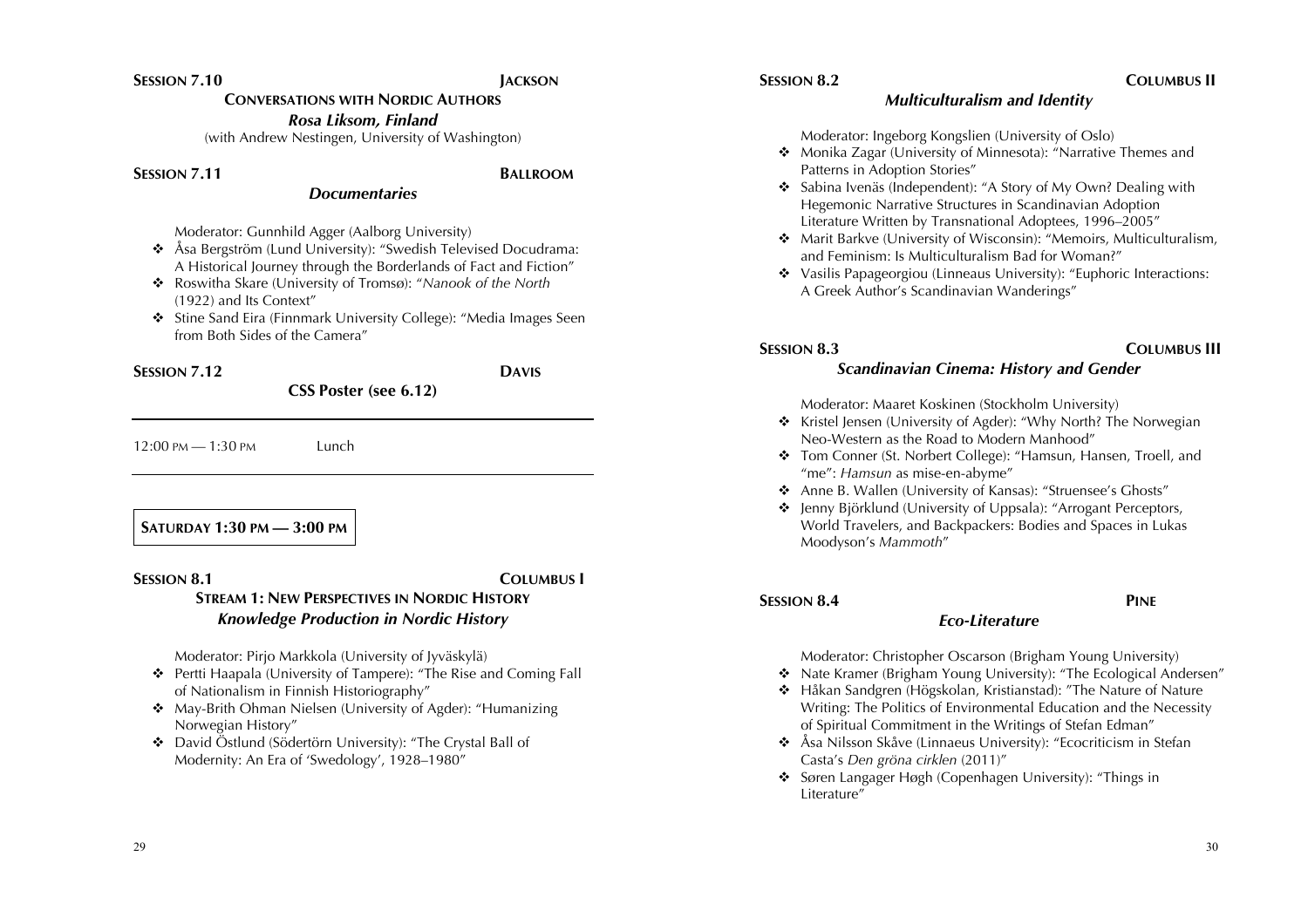**SESSION 7.10** **JACKSON**

**CONVERSATIONS WITH NORDIC AUTHORS**

***Rosa Liksom, Finland***

(with Andrew Nestingen, University of Washington)

**SESSION 7.11** **BALLROOM**

***Documentaries***

Moderator: Gunnhild Agger (Aalborg University)

- Åsa Bergström (Lund University): "Swedish Televised Docudrama: A Historical Journey through the Borderlands of Fact and Fiction"
- Roswitha Skare (University of Tromsø): "*Nanook of the North* (1922) and Its Context"
- Stine Sand Eira (Finnmark University College): "Media Images Seen from Both Sides of the Camera"

**SESSION 7.12** **DAVIS**

**CSS Poster (see 6.12)**

---

12:00 PM — 1:30 PM Lunch

---

## SATURDAY 1:30 PM — 3:00 PM

**SESSION 8.1** **COLUMBUS I**

**STREAM 1: NEW PERSPECTIVES IN NORDIC HISTORY**

***Knowledge Production in Nordic History***

Moderator: Pirjo Markkola (University of Jyväskylä)

- Pertti Haapala (University of Tampere): "The Rise and Coming Fall of Nationalism in Finnish Historiography"
- May-Brith Ohman Nielsen (University of Agder): "Humanizing Norwegian History"
- David Östlund (Södertörn University): "The Crystal Ball of Modernity: An Era of 'Swedology', 1928–1980"

**SESSION 8.2** **COLUMBUS II**

***Multiculturalism and Identity***

Moderator: Ingeborg Kongslien (University of Oslo)

- Monika Zagar (University of Minnesota): "Narrative Themes and Patterns in Adoption Stories"
- Sabina Ivenäs (Independent): "A Story of My Own? Dealing with Hegemonic Narrative Structures in Scandinavian Adoption Literature Written by Transnational Adoptees, 1996–2005"
- Marit Barkve (University of Wisconsin): "Memoirs, Multiculturalism, and Feminism: Is Multiculturalism Bad for Woman?"
- Vasilis Papageorgiou (Linneaus University): "Euphoric Interactions: A Greek Author's Scandinavian Wanderings"

**SESSION 8.3** **COLUMBUS III**

***Scandinavian Cinema: History and Gender***

Moderator: Maaret Koskinen (Stockholm University)

- Kristel Jensen (University of Agder): "Why North? The Norwegian Neo-Western as the Road to Modern Manhood"
- Tom Conner (St. Norbert College): "Hamsun, Hansen, Troell, and "me": *Hamsun* as mise-en-abyme"
- Anne B. Wallen (University of Kansas): "Struensee's Ghosts"
- Jenny Björklund (University of Uppsala): "Arrogant Perceptors, World Travelers, and Backpackers: Bodies and Spaces in Lukas Moodyson's *Mammoth*"

**SESSION 8.4** **PINE**

***Eco-Literature***

Moderator: Christopher Oscarson (Brigham Young University)

- Nate Kramer (Brigham Young University): "The Ecological Andersen"
- Håkan Sandgren (Högskolan, Kristianstad): "The Nature of Nature Writing: The Politics of Environmental Education and the Necessity of Spiritual Commitment in the Writings of Stefan Edman"
- Åsa Nilsson Skåve (Linnaeus University): "Ecocriticism in Stefan Casta's *Den gröna cirklen* (2011)"
- Søren Langager Høgh (Copenhagen University): "Things in Literature"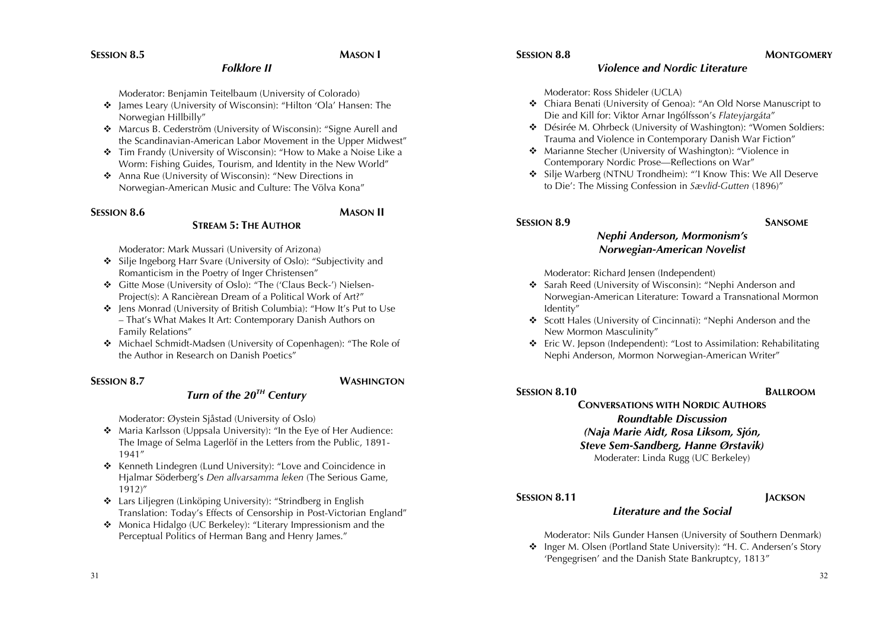**SESSION 8.5** **MASON I**

### *Folklore II*

Moderator: Benjamin Teitelbaum (University of Colorado)

- James Leary (University of Wisconsin): "Hilton 'Ola' Hansen: The Norwegian Hillbilly"
- Marcus B. Cederström (University of Wisconsin): "Signe Aurell and the Scandinavian-American Labor Movement in the Upper Midwest"
- Tim Frandy (University of Wisconsin): "How to Make a Noise Like a Worm: Fishing Guides, Tourism, and Identity in the New World"
- Anna Rue (University of Wisconsin): "New Directions in Norwegian-American Music and Culture: The Völva Kona"

**SESSION 8.6** **MASON II**

### STREAM 5: THE AUTHOR

Moderator: Mark Mussari (University of Arizona)

- Silje Ingeborg Harr Svare (University of Oslo): "Subjectivity and Romanticism in the Poetry of Inger Christensen"
- Gitte Mose (University of Oslo): "The ('Claus Beck-') Nielsen-Project(s): A Rancièrean Dream of a Political Work of Art?"
- Jens Monrad (University of British Columbia): "How It's Put to Use – That's What Makes It Art: Contemporary Danish Authors on Family Relations"
- Michael Schmidt-Madsen (University of Copenhagen): "The Role of the Author in Research on Danish Poetics"

**SESSION 8.7** **WASHINGTON**

### *Turn of the 20TH Century*

Moderator: Øystein Sjåstad (University of Oslo)

- Maria Karlsson (Uppsala University): "In the Eye of Her Audience: The Image of Selma Lagerlöf in the Letters from the Public, 1891-1941"
- Kenneth Lindegren (Lund University): "Love and Coincidence in Hjalmar Söderberg's *Den allvarsamma leken* (The Serious Game, 1912)"
- Lars Liljegren (Linköping University): "Strindberg in English Translation: Today's Effects of Censorship in Post-Victorian England"
- Monica Hidalgo (UC Berkeley): "Literary Impressionism and the Perceptual Politics of Herman Bang and Henry James."

**SESSION 8.8** **MONTGOMERY**

### *Violence and Nordic Literature*

Moderator: Ross Shideler (UCLA)

- Chiara Benati (University of Genoa): "An Old Norse Manuscript to Die and Kill for: Viktor Arnar Ingólfsson's *Flateyjargáta*"
- Désirée M. Ohrbeck (University of Washington): "Women Soldiers: Trauma and Violence in Contemporary Danish War Fiction"
- Marianne Stecher (University of Washington): "Violence in Contemporary Nordic Prose—Reflections on War"
- Silje Warberg (NTNU Trondheim): "'I Know This: We All Deserve to Die': The Missing Confession in *Sævlid-Gutten* (1896)"

**SESSION 8.9** **SANSOME**

### *Nephi Anderson, Mormonism's Norwegian-American Novelist*

Moderator: Richard Jensen (Independent)

- Sarah Reed (University of Wisconsin): "Nephi Anderson and Norwegian-American Literature: Toward a Transnational Mormon Identity"
- Scott Hales (University of Cincinnati): "Nephi Anderson and the New Mormon Masculinity"
- Eric W. Jepson (Independent): "Lost to Assimilation: Rehabilitating Nephi Anderson, Mormon Norwegian-American Writer"

**SESSION 8.10** **BALLROOM**

### CONVERSATIONS WITH NORDIC AUTHORS

***Roundtable Discussion***
***(Naja Marie Aidt, Rosa Liksom, Sjón, Steve Sem-Sandberg, Hanne Ørstavik)***

Moderater: Linda Rugg (UC Berkeley)

**SESSION 8.11** **JACKSON**

### *Literature and the Social*

Moderator: Nils Gunder Hansen (University of Southern Denmark)

- Inger M. Olsen (Portland State University): "H. C. Andersen's Story 'Pengegrisen' and the Danish State Bankruptcy, 1813"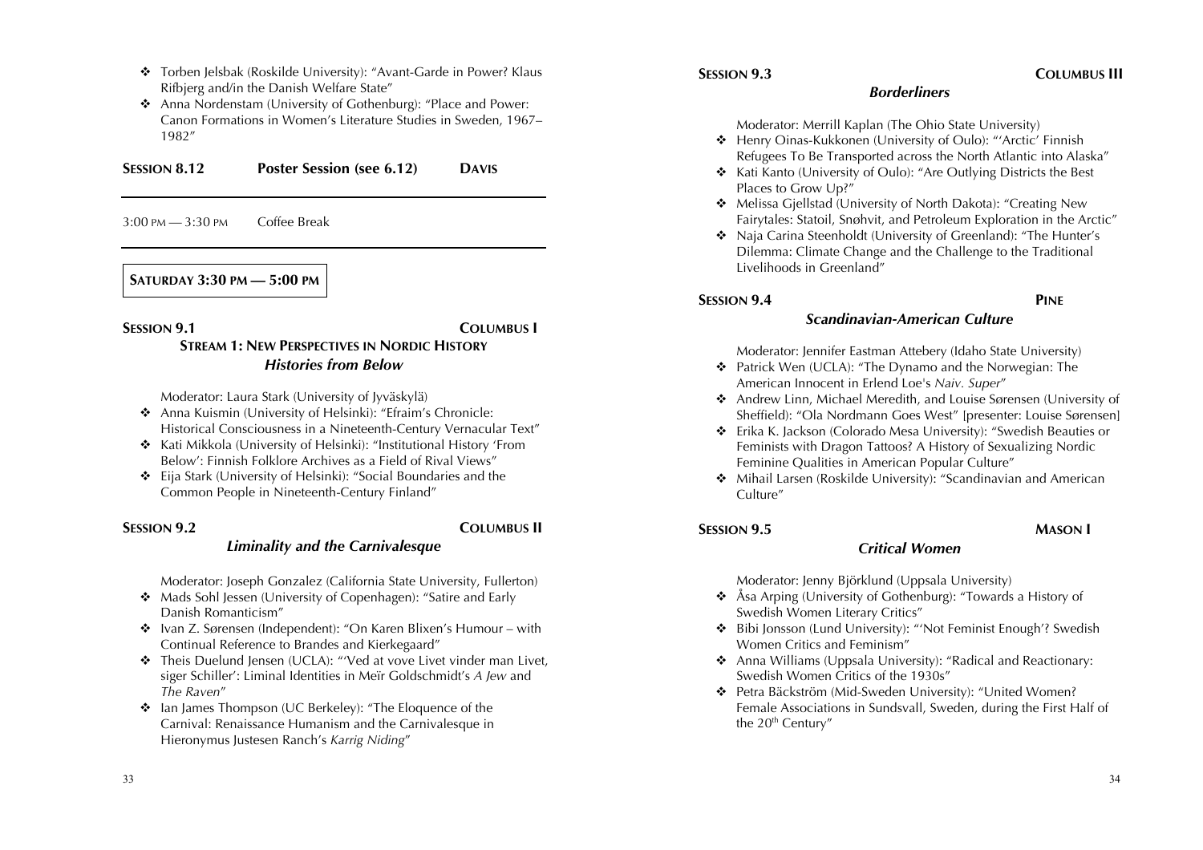- Torben Jelsbak (Roskilde University): "Avant-Garde in Power? Klaus Rifbjerg and/in the Danish Welfare State"
- Anna Nordenstam (University of Gothenburg): "Place and Power: Canon Formations in Women's Literature Studies in Sweden, 1967–1982"

**SESSION 8.12** **Poster Session (see 6.12)** **DAVIS**

---

3:00 PM — 3:30 PM Coffee Break

---

## SATURDAY 3:30 PM — 5:00 PM

**SESSION 9.1** **COLUMBUS I**

**STREAM 1: NEW PERSPECTIVES IN NORDIC HISTORY**

***Histories from Below***

Moderator: Laura Stark (University of Jyväskylä)

- Anna Kuismin (University of Helsinki): "Efraim's Chronicle: Historical Consciousness in a Nineteenth-Century Vernacular Text"
- Kati Mikkola (University of Helsinki): "Institutional History 'From Below': Finnish Folklore Archives as a Field of Rival Views"
- Eija Stark (University of Helsinki): "Social Boundaries and the Common People in Nineteenth-Century Finland"

**SESSION 9.2** **COLUMBUS II**

***Liminality and the Carnivalesque***

Moderator: Joseph Gonzalez (California State University, Fullerton)

- Mads Sohl Jessen (University of Copenhagen): "Satire and Early Danish Romanticism"
- Ivan Z. Sørensen (Independent): "On Karen Blixen's Humour – with Continual Reference to Brandes and Kierkegaard"
- Theis Duelund Jensen (UCLA): "'Ved at vove Livet vinder man Livet, siger Schiller': Liminal Identities in Meïr Goldschmidt's *A Jew* and *The Raven*"
- Ian James Thompson (UC Berkeley): "The Eloquence of the Carnival: Renaissance Humanism and the Carnivalesque in Hieronymus Justesen Ranch's *Karrig Niding*"

**SESSION 9.3** **COLUMBUS III**

***Borderliners***

Moderator: Merrill Kaplan (The Ohio State University)

- Henry Oinas-Kukkonen (University of Oulo): "'Arctic' Finnish Refugees To Be Transported across the North Atlantic into Alaska"
- Kati Kanto (University of Oulo): "Are Outlying Districts the Best Places to Grow Up?"
- Melissa Gjellstad (University of North Dakota): "Creating New Fairytales: Statoil, Snøhvit, and Petroleum Exploration in the Arctic"
- Naja Carina Steenholdt (University of Greenland): "The Hunter's Dilemma: Climate Change and the Challenge to the Traditional Livelihoods in Greenland"

**SESSION 9.4** **PINE**

***Scandinavian-American Culture***

Moderator: Jennifer Eastman Attebery (Idaho State University)

- Patrick Wen (UCLA): "The Dynamo and the Norwegian: The American Innocent in Erlend Loe's *Naiv. Super*"
- Andrew Linn, Michael Meredith, and Louise Sørensen (University of Sheffield): "Ola Nordmann Goes West" [presenter: Louise Sørensen]
- Erika K. Jackson (Colorado Mesa University): "Swedish Beauties or Feminists with Dragon Tattoos? A History of Sexualizing Nordic Feminine Qualities in American Popular Culture"
- Mihail Larsen (Roskilde University): "Scandinavian and American Culture"

**SESSION 9.5** **MASON I**

***Critical Women***

Moderator: Jenny Björklund (Uppsala University)

- Åsa Arping (University of Gothenburg): "Towards a History of Swedish Women Literary Critics"
- Bibi Jonsson (Lund University): "'Not Feminist Enough'? Swedish Women Critics and Feminism"
- Anna Williams (Uppsala University): "Radical and Reactionary: Swedish Women Critics of the 1930s"
- Petra Bäckström (Mid-Sweden University): "United Women? Female Associations in Sundsvall, Sweden, during the First Half of the 20th Century"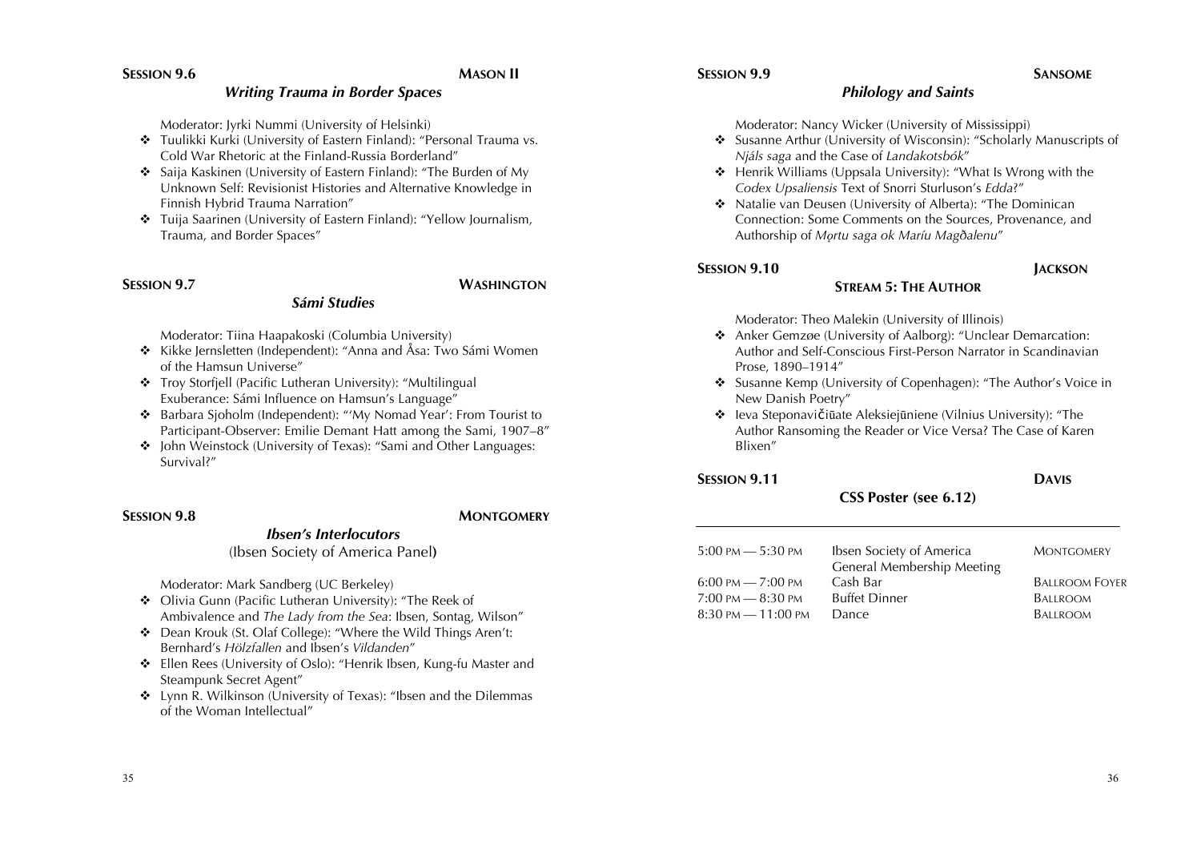**SESSION 9.6** **MASON II**

### *Writing Trauma in Border Spaces*

Moderator: Jyrki Nummi (University of Helsinki)

- Tuulikki Kurki (University of Eastern Finland): "Personal Trauma vs. Cold War Rhetoric at the Finland-Russia Borderland"
- Saija Kaskinen (University of Eastern Finland): "The Burden of My Unknown Self: Revisionist Histories and Alternative Knowledge in Finnish Hybrid Trauma Narration"
- Tuija Saarinen (University of Eastern Finland): "Yellow Journalism, Trauma, and Border Spaces"

**SESSION 9.7** **WASHINGTON**

### *Sámi Studies*

Moderator: Tiina Haapakoski (Columbia University)

- Kikke Jernsletten (Independent): "Anna and Åsa: Two Sámi Women of the Hamsun Universe"
- Troy Storfjell (Pacific Lutheran University): "Multilingual Exuberance: Sámi Influence on Hamsun's Language"
- Barbara Sjoholm (Independent): "'My Nomad Year': From Tourist to Participant-Observer: Emilie Demant Hatt among the Sami, 1907–8"
- John Weinstock (University of Texas): "Sami and Other Languages: Survival?"

**SESSION 9.8** **MONTGOMERY**

### *Ibsen's Interlocutors*

(Ibsen Society of America Panel)

Moderator: Mark Sandberg (UC Berkeley)

- Olivia Gunn (Pacific Lutheran University): "The Reek of Ambivalence and *The Lady from the Sea*: Ibsen, Sontag, Wilson"
- Dean Krouk (St. Olaf College): "Where the Wild Things Aren't: Bernhard's *Hölzfallen* and Ibsen's *Vildanden*"
- Ellen Rees (University of Oslo): "Henrik Ibsen, Kung-fu Master and Steampunk Secret Agent"
- Lynn R. Wilkinson (University of Texas): "Ibsen and the Dilemmas of the Woman Intellectual"

**SESSION 9.9** **SANSOME**

### *Philology and Saints*

Moderator: Nancy Wicker (University of Mississippi)

- Susanne Arthur (University of Wisconsin): "Scholarly Manuscripts of *Njáls saga* and the Case of *Landakotsbók*"
- Henrik Williams (Uppsala University): "What Is Wrong with the *Codex Upsaliensis* Text of Snorri Sturluson's *Edda*?"
- Natalie van Deusen (University of Alberta): "The Dominican Connection: Some Comments on the Sources, Provenance, and Authorship of *Mǫrtu saga ok Maríu Magðalenu*"

**SESSION 9.10** **JACKSON**

### STREAM 5: THE AUTHOR

Moderator: Theo Malekin (University of Illinois)

- Anker Gemzøe (University of Aalborg): "Unclear Demarcation: Author and Self-Conscious First-Person Narrator in Scandinavian Prose, 1890–1914"
- Susanne Kemp (University of Copenhagen): "The Author's Voice in New Danish Poetry"
- Ieva Steponavičiūate Aleksiejūniene (Vilnius University): "The Author Ransoming the Reader or Vice Versa? The Case of Karen Blixen"

**SESSION 9.11** **DAVIS**

### CSS Poster (see 6.12)

---

| | | |
|---|---|---|
| 5:00 PM — 5:30 PM | Ibsen Society of America General Membership Meeting | MONTGOMERY |
| 6:00 PM — 7:00 PM | Cash Bar | BALLROOM FOYER |
| 7:00 PM — 8:30 PM | Buffet Dinner | BALLROOM |
| 8:30 PM — 11:00 PM | Dance | BALLROOM |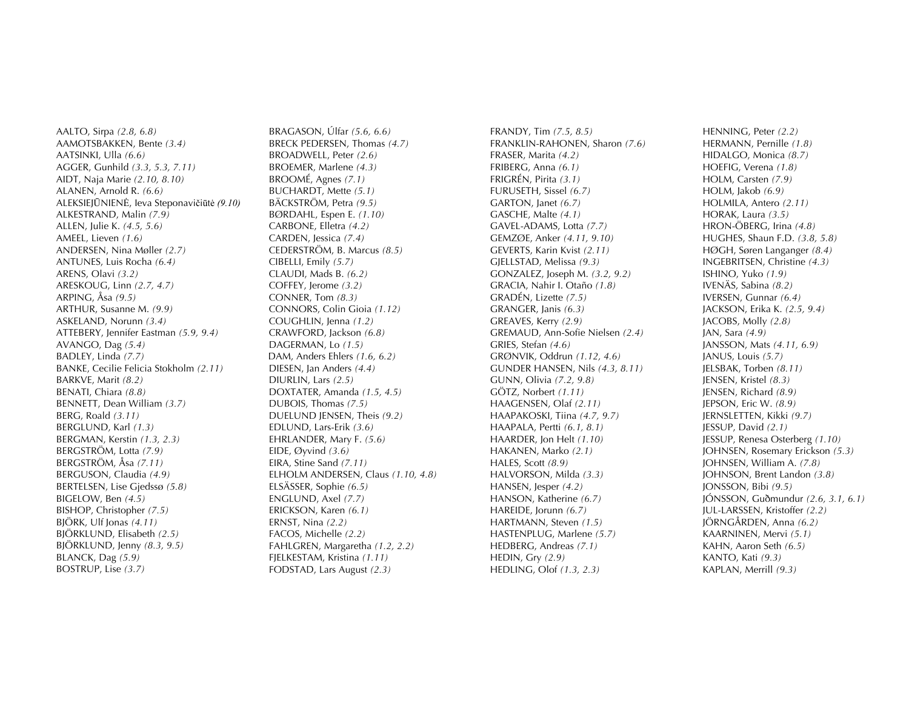AALTO, Sirpa *(2.8, 6.8)*
AAMOTSBAKKEN, Bente *(3.4)*
AATSINKI, Ulla *(6.6)*
AGGER, Gunhild *(3.3, 5.3, 7.11)*
AIDT, Naja Marie *(2.10, 8.10)*
ALANEN, Arnold R. *(6.6)*
ALEKSIEJŪNIENĖ, Ieva Steponavičiūtė *(9.10)*
ALKESTRAND, Malin *(7.9)*
ALLEN, Julie K. *(4.5, 5.6)*
AMEEL, Lieven *(1.6)*
ANDERSEN, Nina Møller *(2.7)*
ANTUNES, Luis Rocha *(6.4)*
ARENS, Olavi *(3.2)*
ARESKOUG, Linn *(2.7, 4.7)*
ARPING, Åsa *(9.5)*
ARTHUR, Susanne M. *(9.9)*
ASKELAND, Norunn *(3.4)*
ATTEBERY, Jennifer Eastman *(5.9, 9.4)*
AVANGO, Dag *(5.4)*
BADLEY, Linda *(7.7)*
BANKE, Cecilie Felicia Stokholm *(2.11)*
BARKVE, Marit *(8.2)*
BENATI, Chiara *(8.8)*
BENNETT, Dean William *(3.7)*
BERG, Roald *(3.11)*
BERGLUND, Karl *(1.3)*
BERGMAN, Kerstin *(1.3, 2.3)*
BERGSTRÖM, Lotta *(7.9)*
BERGSTRÖM, Åsa *(7.11)*
BERGUSON, Claudia *(4.9)*
BERTELSEN, Lise Gjedssø *(5.8)*
BIGELOW, Ben *(4.5)*
BISHOP, Christopher *(7.5)*
BJÖRK, Ulf Jonas *(4.11)*
BJÖRKLUND, Elisabeth *(2.5)*
BJÖRKLUND, Jenny *(8.3, 9.5)*
BLANCK, Dag *(5.9)*
BOSTRUP, Lise *(3.7)*
BRAGASON, Úlfar *(5.6, 6.6)*
BRECK PEDERSEN, Thomas *(4.7)*
BROADWELL, Peter *(2.6)*
BROEMER, Marlene *(4.3)*
BROOMÉ, Agnes *(7.1)*
BUCHARDT, Mette *(5.1)*
BÄCKSTRÖM, Petra *(9.5)*
BØRDAHL, Espen E. *(1.10)*
CARBONE, Elletra *(4.2)*
CARDEN, Jessica *(7.4)*
CEDERSTRÖM, B. Marcus *(8.5)*
CIBELLI, Emily *(5.7)*
CLAUDI, Mads B. *(6.2)*
COFFEY, Jerome *(3.2)*
CONNER, Tom *(8.3)*
CONNORS, Colin Gioia *(1.12)*
COUGHLIN, Jenna *(1.2)*
CRAWFORD, Jackson *(6.8)*
DAGERMAN, Lo *(1.5)*
DAM, Anders Ehlers *(1.6, 6.2)*
DIESEN, Jan Anders *(4.4)*
DIURLIN, Lars *(2.5)*
DOXTATER, Amanda *(1.5, 4.5)*
DUBOIS, Thomas *(7.5)*
DUELUND JENSEN, Theis *(9.2)*
EDLUND, Lars-Erik *(3.6)*
EHRLANDER, Mary F. *(5.6)*
EIDE, Øyvind *(3.6)*
EIRA, Stine Sand *(7.11)*
ELHOLM ANDERSEN, Claus *(1.10, 4.8)*
ELSÄSSER, Sophie *(6.5)*
ENGLUND, Axel *(7.7)*
ERICKSON, Karen *(6.1)*
ERNST, Nina *(2.2)*
FACOS, Michelle *(2.2)*
FAHLGREN, Margaretha *(1.2, 2.2)*
FJELKESTAM, Kristina *(1.11)*
FODSTAD, Lars August *(2.3)*
FRANDY, Tim *(7.5, 8.5)*
FRANKLIN-RAHONEN, Sharon *(7.6)*
FRASER, Marita *(4.2)*
FRIBERG, Anna *(6.1)*
FRIGRÉN, Pirita *(3.1)*
FURUSETH, Sissel *(6.7)*
GARTON, Janet *(6.7)*
GASCHE, Malte *(4.1)*
GAVEL-ADAMS, Lotta *(7.7)*
GEMZØE, Anker *(4.11, 9.10)*
GEVERTS, Karin Kvist *(2.11)*
GJELLSTAD, Melissa *(9.3)*
GONZALEZ, Joseph M. *(3.2, 9.2)*
GRACIA, Nahir I. Otaño *(1.8)*
GRADÉN, Lizette *(7.5)*
GRANGER, Janis *(6.3)*
GREAVES, Kerry *(2.9)*
GREMAUD, Ann-Sofie Nielsen *(2.4)*
GRIES, Stefan *(4.6)*
GRØNVIK, Oddrun *(1.12, 4.6)*
GUNDER HANSEN, Nils *(4.3, 8.11)*
GUNN, Olivia *(7.2, 9.8)*
GÖTZ, Norbert *(1.11)*
HAAGENSEN, Olaf *(2.11)*
HAAPAKOSKI, Tiina *(4.7, 9.7)*
HAAPALA, Pertti *(6.1, 8.1)*
HAARDER, Jon Helt *(1.10)*
HAKANEN, Marko *(2.1)*
HALES, Scott *(8.9)*
HALVORSON, Milda *(3.3)*
HANSEN, Jesper *(4.2)*
HANSON, Katherine *(6.7)*
HAREIDE, Jorunn *(6.7)*
HARTMANN, Steven *(1.5)*
HASTENPLUG, Marlene *(5.7)*
HEDBERG, Andreas *(7.1)*
HEDIN, Gry *(2.9)*
HEDLING, Olof *(1.3, 2.3)*
HENNING, Peter *(2.2)*
HERMANN, Pernille *(1.8)*
HIDALGO, Monica *(8.7)*
HOEFIG, Verena *(1.8)*
HOLM, Carsten *(7.9)*
HOLM, Jakob *(6.9)*
HOLMILA, Antero *(2.11)*
HORAK, Laura *(3.5)*
HRON-ÖBERG, Irina *(4.8)*
HUGHES, Shaun F.D. *(3.8, 5.8)*
HØGH, Søren Langanger *(8.4)*
INGEBRITSEN, Christine *(4.3)*
ISHINO, Yuko *(1.9)*
IVENÄS, Sabina *(8.2)*
IVERSEN, Gunnar *(6.4)*
JACKSON, Erika K. *(2.5, 9.4)*
JACOBS, Molly *(2.8)*
JAN, Sara *(4.9)*
JANSSON, Mats *(4.11, 6.9)*
JANUS, Louis *(5.7)*
JELSBAK, Torben *(8.11)*
JENSEN, Kristel *(8.3)*
JENSEN, Richard *(8.9)*
JEPSON, Eric W. *(8.9)*
JERNSLETTEN, Kikki *(9.7)*
JESSUP, David *(2.1)*
JESSUP, Renesa Osterberg *(1.10)*
JOHNSEN, Rosemary Erickson *(5.3)*
JOHNSEN, William A. *(7.8)*
JOHNSON, Brent Landon *(3.8)*
JONSSON, Bibi *(9.5)*
JÓNSSON, Guðmundur *(2.6, 3.1, 6.1)*
JUL-LARSSEN, Kristoffer *(2.2)*
JÖRNGÅRDEN, Anna *(6.2)*
KAARNINEN, Mervi *(5.1)*
KAHN, Aaron Seth *(6.5)*
KANTO, Kati *(9.3)*
KAPLAN, Merrill *(9.3)*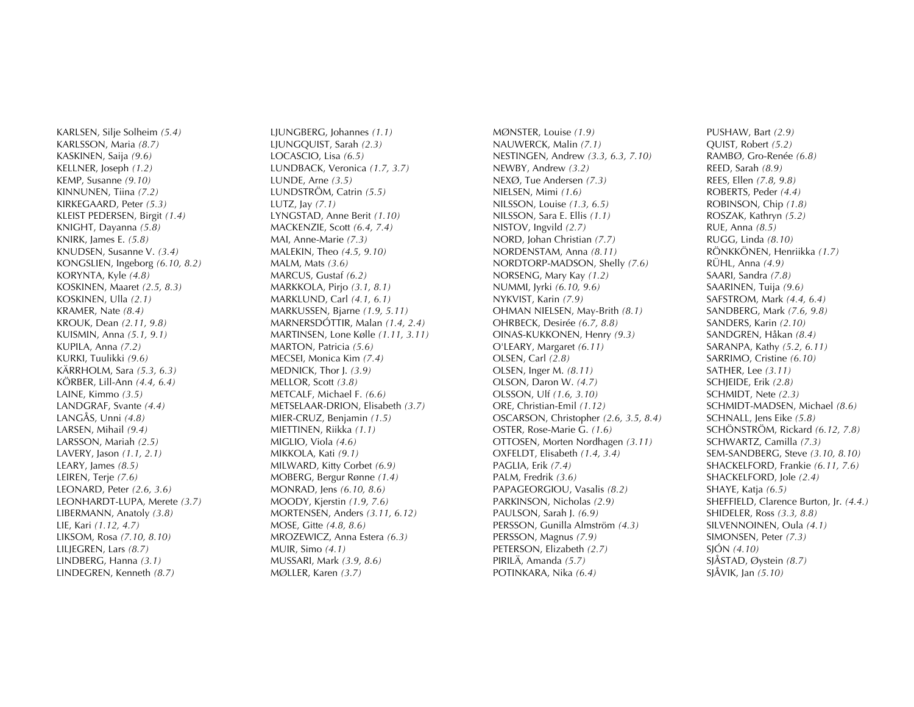KARLSEN, Silje Solheim *(5.4)*
KARLSSON, Maria *(8.7)*
KASKINEN, Saija *(9.6)*
KELLNER, Joseph *(1.2)*
KEMP, Susanne *(9.10)*
KINNUNEN, Tiina *(7.2)*
KIRKEGAARD, Peter *(5.3)*
KLEIST PEDERSEN, Birgit *(1.4)*
KNIGHT, Dayanna *(5.8)*
KNIRK, James E. *(5.8)*
KNUDSEN, Susanne V. *(3.4)*
KONGSLIEN, Ingeborg *(6.10, 8.2)*
KORYNTA, Kyle *(4.8)*
KOSKINEN, Maaret *(2.5, 8.3)*
KOSKINEN, Ulla *(2.1)*
KRAMER, Nate *(8.4)*
KROUK, Dean *(2.11, 9.8)*
KUISMIN, Anna *(5.1, 9.1)*
KUPILA, Anna *(7.2)*
KURKI, Tuulikki *(9.6)*
KÄRRHOLM, Sara *(5.3, 6.3)*
KÖRBER, Lill-Ann *(4.4, 6.4)*
LAINE, Kimmo *(3.5)*
LANDGRAF, Svante *(4.4)*
LANGÅS, Unni *(4.8)*
LARSEN, Mihail *(9.4)*
LARSSON, Mariah *(2.5)*
LAVERY, Jason *(1.1, 2.1)*
LEARY, James *(8.5)*
LEIREN, Terje *(7.6)*
LEONARD, Peter *(2.6, 3.6)*
LEONHARDT-LUPA, Merete *(3.7)*
LIBERMANN, Anatoly *(3.8)*
LIE, Kari *(1.12, 4.7)*
LIKSOM, Rosa *(7.10, 8.10)*
LILJEGREN, Lars *(8.7)*
LINDBERG, Hanna *(3.1)*
LINDEGREN, Kenneth *(8.7)*

LJUNGBERG, Johannes *(1.1)*
LJUNGQUIST, Sarah *(2.3)*
LOCASCIO, Lisa *(6.5)*
LUNDBACK, Veronica *(1.7, 3.7)*
LUNDE, Arne *(3.5)*
LUNDSTRÖM, Catrin *(5.5)*
LUTZ, Jay *(7.1)*
LYNGSTAD, Anne Berit *(1.10)*
MACKENZIE, Scott *(6.4, 7.4)*
MAI, Anne-Marie *(7.3)*
MALEKIN, Theo *(4.5, 9.10)*
MALM, Mats *(3.6)*
MARCUS, Gustaf *(6.2)*
MARKKOLA, Pirjo *(3.1, 8.1)*
MARKLUND, Carl *(4.1, 6.1)*
MARKUSSEN, Bjarne *(1.9, 5.11)*
MARNERSDÓTTIR, Malan *(1.4, 2.4)*
MARTINSEN, Lone Kølle *(1.11, 3.11)*
MARTON, Patricia *(5.6)*
MECSEI, Monica Kim *(7.4)*
MEDNICK, Thor J. *(3.9)*
MELLOR, Scott *(3.8)*
METCALF, Michael F. *(6.6)*
METSELAAR-DRION, Elisabeth *(3.7)*
MIER-CRUZ, Benjamin *(1.5)*
MIETTINEN, Riikka *(1.1)*
MIGLIO, Viola *(4.6)*
MIKKOLA, Kati *(9.1)*
MILWARD, Kitty Corbet *(6.9)*
MOBERG, Bergur Rønne *(1.4)*
MONRAD, Jens *(6.10, 8.6)*
MOODY, Kjerstin *(1.9, 7.6)*
MORTENSEN, Anders *(3.11, 6.12)*
MOSE, Gitte *(4.8, 8.6)*
MROZEWICZ, Anna Estera *(6.3)*
MUIR, Simo *(4.1)*
MUSSARI, Mark *(3.9, 8.6)*
MØLLER, Karen *(3.7)*

MØNSTER, Louise *(1.9)*
NAUWERCK, Malin *(7.1)*
NESTINGEN, Andrew *(3.3, 6.3, 7.10)*
NEWBY, Andrew *(3.2)*
NEXØ, Tue Andersen *(7.3)*
NIELSEN, Mimi *(1.6)*
NILSSON, Louise *(1.3, 6.5)*
NILSSON, Sara E. Ellis *(1.1)*
NISTOV, Ingvild *(2.7)*
NORD, Johan Christian *(7.7)*
NORDENSTAM, Anna *(8.11)*
NORDTORP-MADSON, Shelly *(7.6)*
NORSENG, Mary Kay *(1.2)*
NUMMI, Jyrki *(6.10, 9.6)*
NYKVIST, Karin *(7.9)*
OHMAN NIELSEN, May-Brith *(8.1)*
OHRBECK, Desirée *(6.7, 8.8)*
OINAS-KUKKONEN, Henry *(9.3)*
O'LEARY, Margaret *(6.11)*
OLSEN, Carl *(2.8)*
OLSEN, Inger M. *(8.11)*
OLSON, Daron W. *(4.7)*
OLSSON, Ulf *(1.6, 3.10)*
ORE, Christian-Emil *(1.12)*
OSCARSON, Christopher *(2.6, 3.5, 8.4)*
OSTER, Rose-Marie G. *(1.6)*
OTTOSEN, Morten Nordhagen *(3.11)*
OXFELDT, Elisabeth *(1.4, 3.4)*
PAGLIA, Erik *(7.4)*
PALM, Fredrik *(3.6)*
PAPAGEORGIOU, Vasalis *(8.2)*
PARKINSON, Nicholas *(2.9)*
PAULSON, Sarah J. *(6.9)*
PERSSON, Gunilla Almström *(4.3)*
PERSSON, Magnus *(7.9)*
PETERSON, Elizabeth *(2.7)*
PIRILÄ, Amanda *(5.7)*
POTINKARA, Nika *(6.4)*

PUSHAW, Bart *(2.9)*
QUIST, Robert *(5.2)*
RAMBØ, Gro-Renée *(6.8)*
REED, Sarah *(8.9)*
REES, Ellen *(7.8, 9.8)*
ROBERTS, Peder *(4.4)*
ROBINSON, Chip *(1.8)*
ROSZAK, Kathryn *(5.2)*
RUE, Anna *(8.5)*
RUGG, Linda *(8.10)*
RÖNKKÖNEN, Henriikka *(1.7)*
RÜHL, Anna *(4.9)*
SAARI, Sandra *(7.8)*
SAARINEN, Tuija *(9.6)*
SAFSTROM, Mark *(4.4, 6.4)*
SANDBERG, Mark *(7.6, 9.8)*
SANDERS, Karin *(2.10)*
SANDGREN, Håkan *(8.4)*
SARANPA, Kathy *(5.2, 6.11)*
SARRIMO, Cristine *(6.10)*
SATHER, Lee *(3.11)*
SCHJEIDE, Erik *(2.8)*
SCHMIDT, Nete *(2.3)*
SCHMIDT-MADSEN, Michael *(8.6)*
SCHNALL, Jens Eike *(5.8)*
SCHÖNSTRÖM, Rickard *(6.12, 7.8)*
SCHWARTZ, Camilla *(7.3)*
SEM-SANDBERG, Steve *(3.10, 8.10)*
SHACKELFORD, Frankie *(6.11, 7.6)*
SHACKELFORD, Jole *(2.4)*
SHAYE, Katja *(6.5)*
SHEFFIELD, Clarence Burton, Jr. *(4.4.)*
SHIDELER, Ross *(3.3, 8.8)*
SILVENNOINEN, Oula *(4.1)*
SIMONSEN, Peter *(7.3)*
SJÓN *(4.10)*
SJÅSTAD, Øystein *(8.7)*
SJÅVIK, Jan *(5.10)*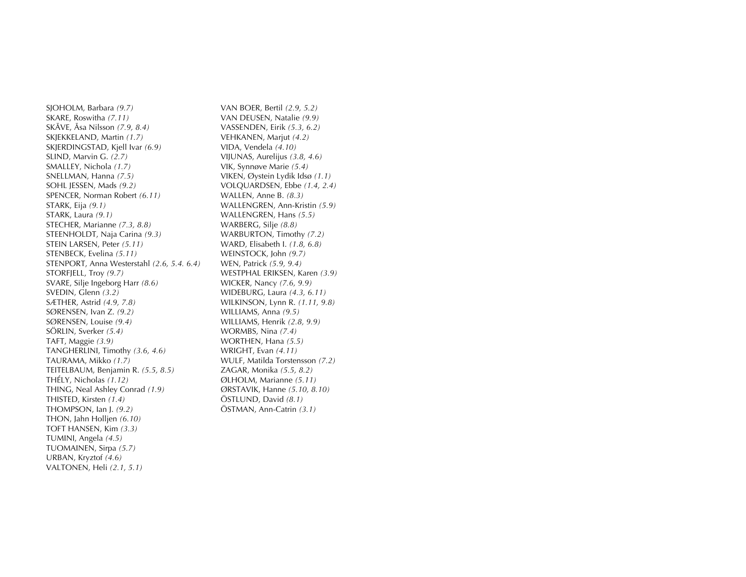SJOHOLM, Barbara *(9.7)*
SKARE, Roswitha *(7.11)*
SKÅVE, Åsa Nilsson *(7.9, 8.4)*
SKJEKKELAND, Martin *(1.7)*
SKJERDINGSTAD, Kjell Ivar *(6.9)*
SLIND, Marvin G. *(2.7)*
SMALLEY, Nichola *(1.7)*
SNELLMAN, Hanna *(7.5)*
SOHL JESSEN, Mads *(9.2)*
SPENCER, Norman Robert *(6.11)*
STARK, Eija *(9.1)*
STARK, Laura *(9.1)*
STECHER, Marianne *(7.3, 8.8)*
STEENHOLDT, Naja Carina *(9.3)*
STEIN LARSEN, Peter *(5.11)*
STENBECK, Evelina *(5.11)*
STENPORT, Anna Westerstahl *(2.6, 5.4. 6.4)*
STORFJELL, Troy *(9.7)*
SVARE, Silje Ingeborg Harr *(8.6)*
SVEDIN, Glenn *(3.2)*
SÆTHER, Astrid *(4.9, 7.8)*
SØRENSEN, Ivan Z. *(9.2)*
SØRENSEN, Louise *(9.4)*
SÖRLIN, Sverker *(5.4)*
TAFT, Maggie *(3.9)*
TANGHERLINI, Timothy *(3.6, 4.6)*
TAURAMA, Mikko *(1.7)*
TEITELBAUM, Benjamin R. *(5.5, 8.5)*
THÉLY, Nicholas *(1.12)*
THING, Neal Ashley Conrad *(1.9)*
THISTED, Kirsten *(1.4)*
THOMPSON, Ian J. *(9.2)*
THON, Jahn Holljen *(6.10)*
TOFT HANSEN, Kim *(3.3)*
TUMINI, Angela *(4.5)*
TUOMAINEN, Sirpa *(5.7)*
URBAN, Kryztof *(4.6)*
VALTONEN, Heli *(2.1, 5.1)*
VAN BOER, Bertil *(2.9, 5.2)*
VAN DEUSEN, Natalie *(9.9)*
VASSENDEN, Eirik *(5.3, 6.2)*
VEHKANEN, Marjut *(4.2)*
VIDA, Vendela *(4.10)*
VIJUNAS, Aurelijus *(3.8, 4.6)*
VIK, Synnøve Marie *(5.4)*
VIKEN, Øystein Lydik Idsø *(1.1)*
VOLQUARDSEN, Ebbe *(1.4, 2.4)*
WALLEN, Anne B. *(8.3)*
WALLENGREN, Ann-Kristin *(5.9)*
WALLENGREN, Hans *(5.5)*
WARBERG, Silje *(8.8)*
WARBURTON, Timothy *(7.2)*
WARD, Elisabeth I. *(1.8, 6.8)*
WEINSTOCK, John *(9.7)*
WEN, Patrick *(5.9, 9.4)*
WESTPHAL ERIKSEN, Karen *(3.9)*
WICKER, Nancy *(7.6, 9.9)*
WIDEBURG, Laura *(4.3, 6.11)*
WILKINSON, Lynn R. *(1.11, 9.8)*
WILLIAMS, Anna *(9.5)*
WILLIAMS, Henrik *(2.8, 9.9)*
WORMBS, Nina *(7.4)*
WORTHEN, Hana *(5.5)*
WRIGHT, Evan *(4.11)*
WULF, Matilda Torstensson *(7.2)*
ZAGAR, Monika *(5.5, 8.2)*
ØLHOLM, Marianne *(5.11)*
ØRSTAVIK, Hanne *(5.10, 8.10)*
ÖSTLUND, David *(8.1)*
ÖSTMAN, Ann-Catrin *(3.1)*